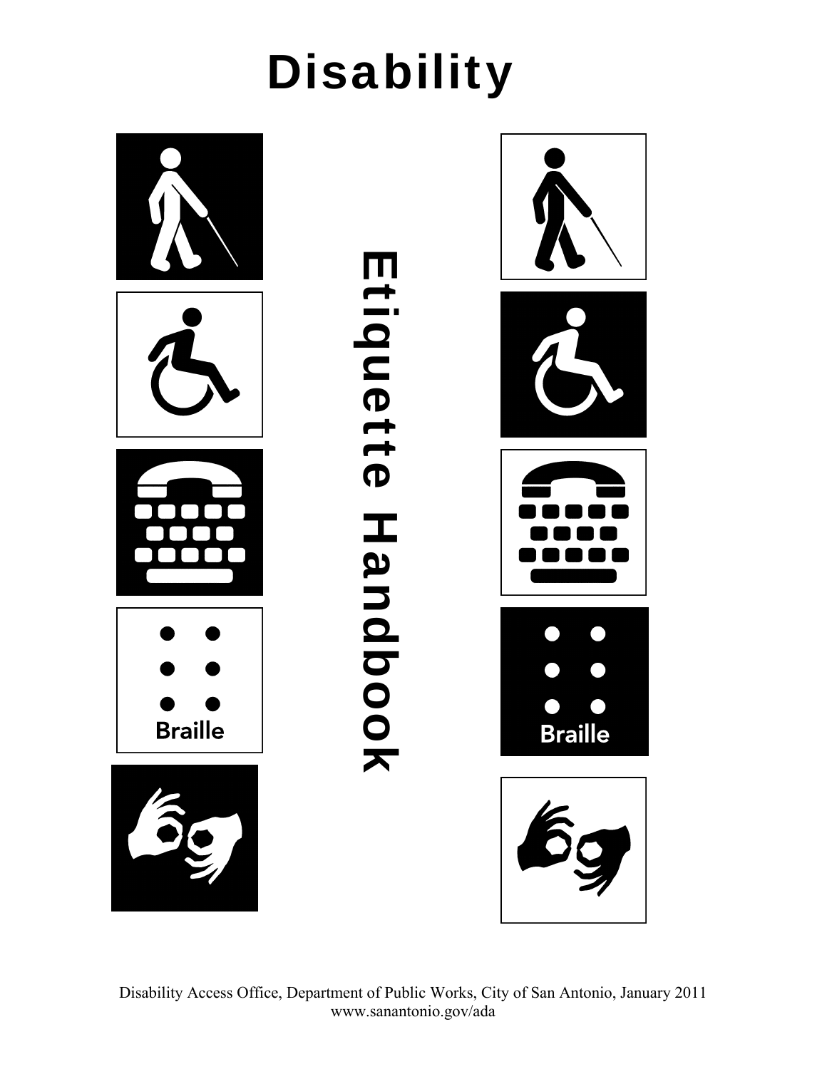# Disability

# Etiquette Handbook

Braille

Braille

Disability Access Office, Department of Public Works, City of San Antonio, January 2011
www.sanantonio.gov/ada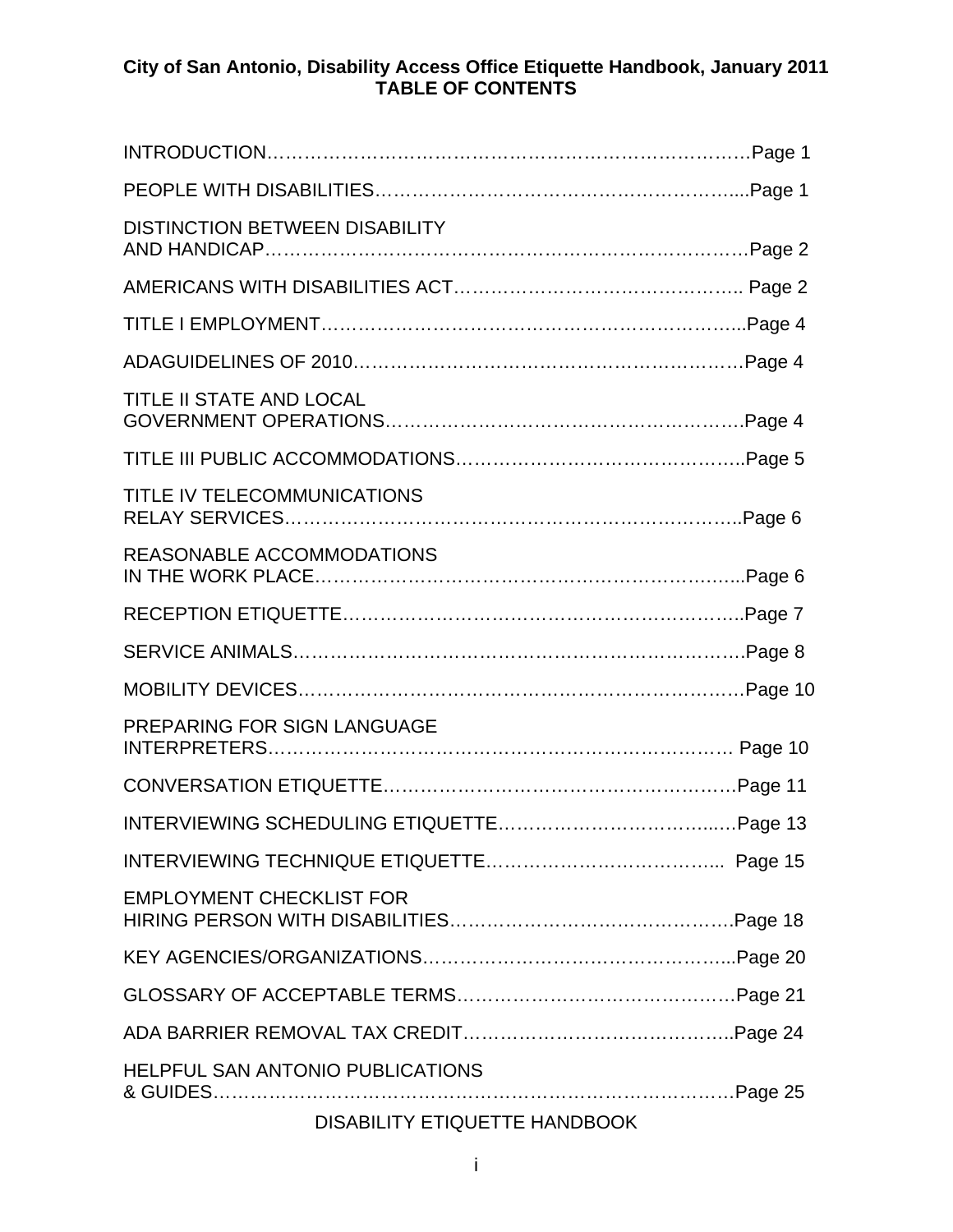**City of San Antonio, Disability Access Office Etiquette Handbook, January 2011**
**TABLE OF CONTENTS**

INTRODUCTION……………………………………………………………………Page 1

PEOPLE WITH DISABILITIES…………………………………………………....Page 1

DISTINCTION BETWEEN DISABILITY AND HANDICAP……………………………………………………………………Page 2

AMERICANS WITH DISABILITIES ACT…………………………………….. Page 2

TITLE I EMPLOYMENT…………………………………………………………..Page 4

ADAGUIDELINES OF 2010………………………………………………………Page 4

TITLE II STATE AND LOCAL GOVERNMENT OPERATIONS……………………………………………….Page 4

TITLE III PUBLIC ACCOMMODATIONS……………………………………..Page 5

TITLE IV TELECOMMUNICATIONS RELAY SERVICES…………………………………………………………………..Page 6

REASONABLE ACCOMMODATIONS IN THE WORK PLACE……………………………………………………………..Page 6

RECEPTION ETIQUETTE………………………………………………………..Page 7

SERVICE ANIMALS……………………………………………………………….Page 8

MOBILITY DEVICES…………………………………………………………….Page 10

PREPARING FOR SIGN LANGUAGE INTERPRETERS…………………………………………………………………. Page 10

CONVERSATION ETIQUETTE…………………………………………………Page 11

INTERVIEWING SCHEDULING ETIQUETTE……………………………..…Page 13

INTERVIEWING TECHNIQUE ETIQUETTE……………………………….... Page 15

EMPLOYMENT CHECKLIST FOR HIRING PERSON WITH DISABILITIES……………………………………….Page 18

KEY AGENCIES/ORGANIZATIONS…………………………………………...Page 20

GLOSSARY OF ACCEPTABLE TERMS………………………………………Page 21

ADA BARRIER REMOVAL TAX CREDIT……………………………………..Page 24

HELPFUL SAN ANTONIO PUBLICATIONS & GUIDES…………………………………………………………………………Page 25

DISABILITY ETIQUETTE HANDBOOK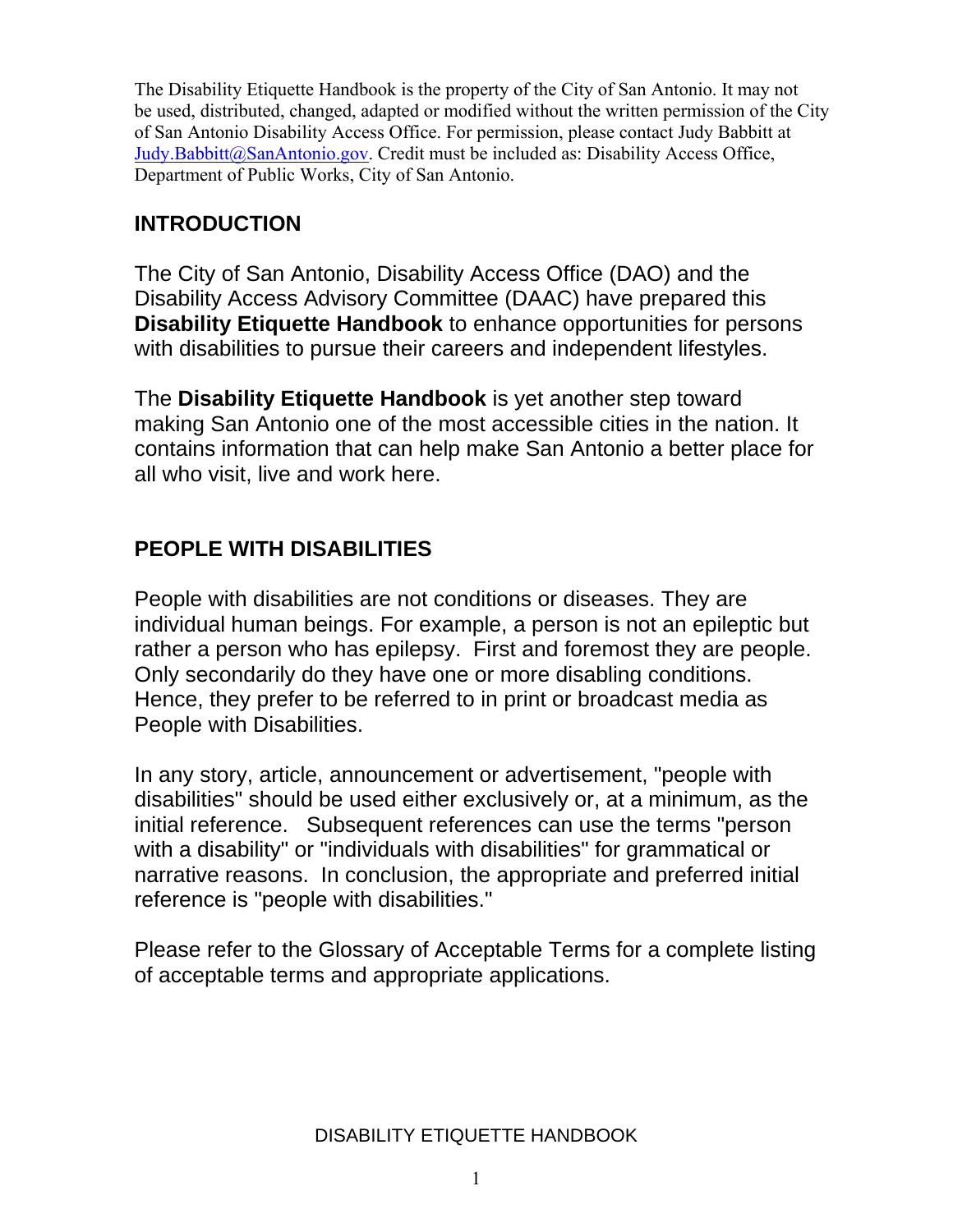The Disability Etiquette Handbook is the property of the City of San Antonio. It may not be used, distributed, changed, adapted or modified without the written permission of the City of San Antonio Disability Access Office. For permission, please contact Judy Babbitt at Judy.Babbitt@SanAntonio.gov. Credit must be included as: Disability Access Office, Department of Public Works, City of San Antonio.

## INTRODUCTION

The City of San Antonio, Disability Access Office (DAO) and the Disability Access Advisory Committee (DAAC) have prepared this **Disability Etiquette Handbook** to enhance opportunities for persons with disabilities to pursue their careers and independent lifestyles.

The **Disability Etiquette Handbook** is yet another step toward making San Antonio one of the most accessible cities in the nation. It contains information that can help make San Antonio a better place for all who visit, live and work here.

## PEOPLE WITH DISABILITIES

People with disabilities are not conditions or diseases. They are individual human beings. For example, a person is not an epileptic but rather a person who has epilepsy. First and foremost they are people. Only secondarily do they have one or more disabling conditions. Hence, they prefer to be referred to in print or broadcast media as People with Disabilities.

In any story, article, announcement or advertisement, "people with disabilities" should be used either exclusively or, at a minimum, as the initial reference. Subsequent references can use the terms "person with a disability" or "individuals with disabilities" for grammatical or narrative reasons. In conclusion, the appropriate and preferred initial reference is "people with disabilities."

Please refer to the Glossary of Acceptable Terms for a complete listing of acceptable terms and appropriate applications.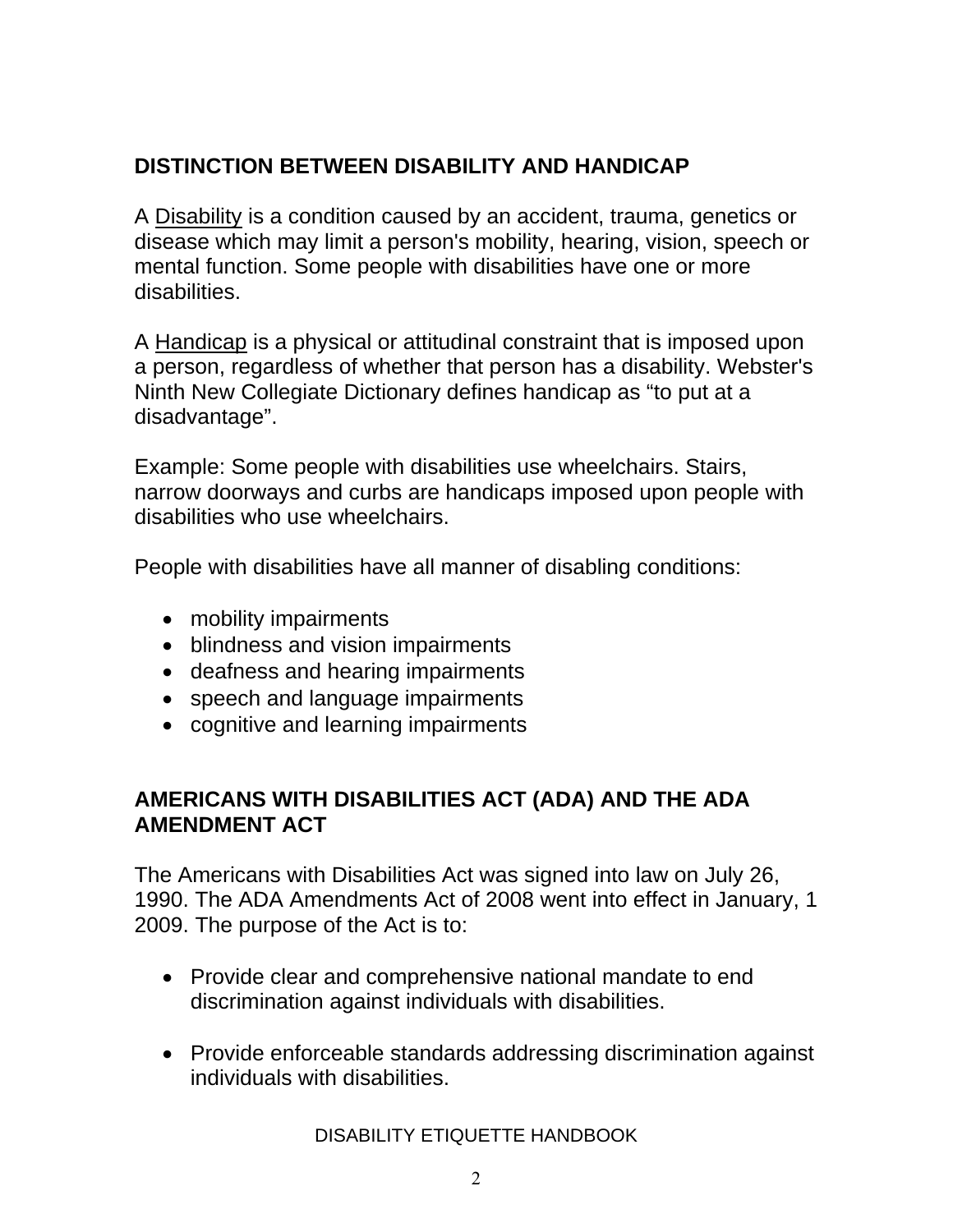## DISTINCTION BETWEEN DISABILITY AND HANDICAP

A Disability is a condition caused by an accident, trauma, genetics or disease which may limit a person's mobility, hearing, vision, speech or mental function. Some people with disabilities have one or more disabilities.

A Handicap is a physical or attitudinal constraint that is imposed upon a person, regardless of whether that person has a disability. Webster's Ninth New Collegiate Dictionary defines handicap as "to put at a disadvantage".

Example: Some people with disabilities use wheelchairs. Stairs, narrow doorways and curbs are handicaps imposed upon people with disabilities who use wheelchairs.

People with disabilities have all manner of disabling conditions:

- mobility impairments
- blindness and vision impairments
- deafness and hearing impairments
- speech and language impairments
- cognitive and learning impairments

## AMERICANS WITH DISABILITIES ACT (ADA) AND THE ADA AMENDMENT ACT

The Americans with Disabilities Act was signed into law on July 26, 1990. The ADA Amendments Act of 2008 went into effect in January, 1 2009. The purpose of the Act is to:

- Provide clear and comprehensive national mandate to end discrimination against individuals with disabilities.

- Provide enforceable standards addressing discrimination against individuals with disabilities.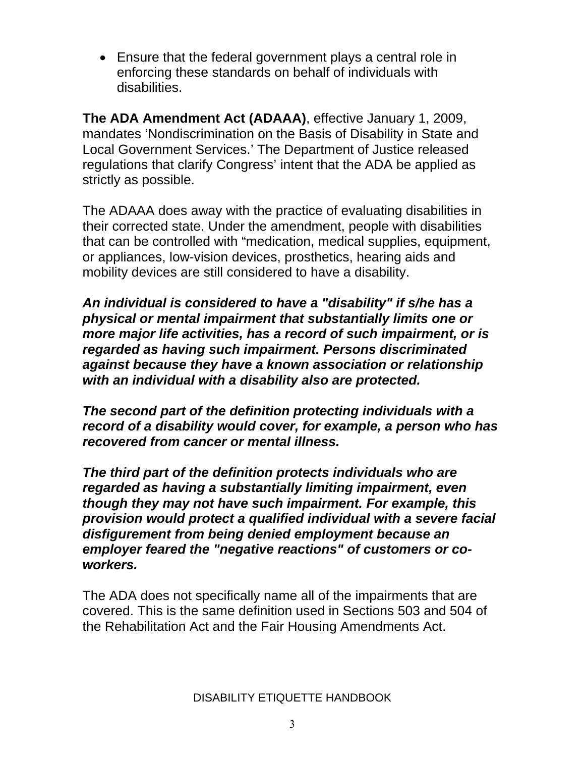- Ensure that the federal government plays a central role in enforcing these standards on behalf of individuals with disabilities.

**The ADA Amendment Act (ADAAA)**, effective January 1, 2009, mandates 'Nondiscrimination on the Basis of Disability in State and Local Government Services.' The Department of Justice released regulations that clarify Congress' intent that the ADA be applied as strictly as possible.

The ADAAA does away with the practice of evaluating disabilities in their corrected state. Under the amendment, people with disabilities that can be controlled with "medication, medical supplies, equipment, or appliances, low-vision devices, prosthetics, hearing aids and mobility devices are still considered to have a disability.

***An individual is considered to have a "disability" if s/he has a physical or mental impairment that substantially limits one or more major life activities, has a record of such impairment, or is regarded as having such impairment. Persons discriminated against because they have a known association or relationship with an individual with a disability also are protected.***

***The second part of the definition protecting individuals with a record of a disability would cover, for example, a person who has recovered from cancer or mental illness.***

***The third part of the definition protects individuals who are regarded as having a substantially limiting impairment, even though they may not have such impairment. For example, this provision would protect a qualified individual with a severe facial disfigurement from being denied employment because an employer feared the "negative reactions" of customers or co-workers.***

The ADA does not specifically name all of the impairments that are covered. This is the same definition used in Sections 503 and 504 of the Rehabilitation Act and the Fair Housing Amendments Act.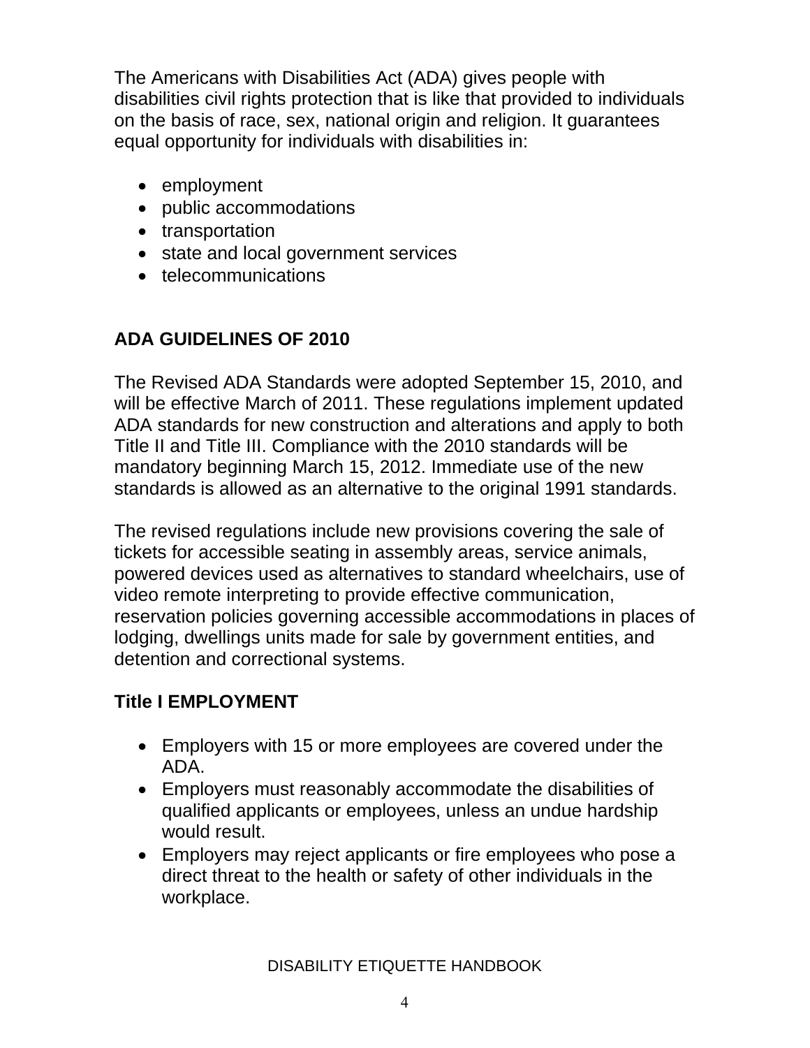The Americans with Disabilities Act (ADA) gives people with disabilities civil rights protection that is like that provided to individuals on the basis of race, sex, national origin and religion. It guarantees equal opportunity for individuals with disabilities in:

- employment
- public accommodations
- transportation
- state and local government services
- telecommunications

## ADA GUIDELINES OF 2010

The Revised ADA Standards were adopted September 15, 2010, and will be effective March of 2011. These regulations implement updated ADA standards for new construction and alterations and apply to both Title II and Title III. Compliance with the 2010 standards will be mandatory beginning March 15, 2012. Immediate use of the new standards is allowed as an alternative to the original 1991 standards.

The revised regulations include new provisions covering the sale of tickets for accessible seating in assembly areas, service animals, powered devices used as alternatives to standard wheelchairs, use of video remote interpreting to provide effective communication, reservation policies governing accessible accommodations in places of lodging, dwellings units made for sale by government entities, and detention and correctional systems.

## Title I EMPLOYMENT

- Employers with 15 or more employees are covered under the ADA.
- Employers must reasonably accommodate the disabilities of qualified applicants or employees, unless an undue hardship would result.
- Employers may reject applicants or fire employees who pose a direct threat to the health or safety of other individuals in the workplace.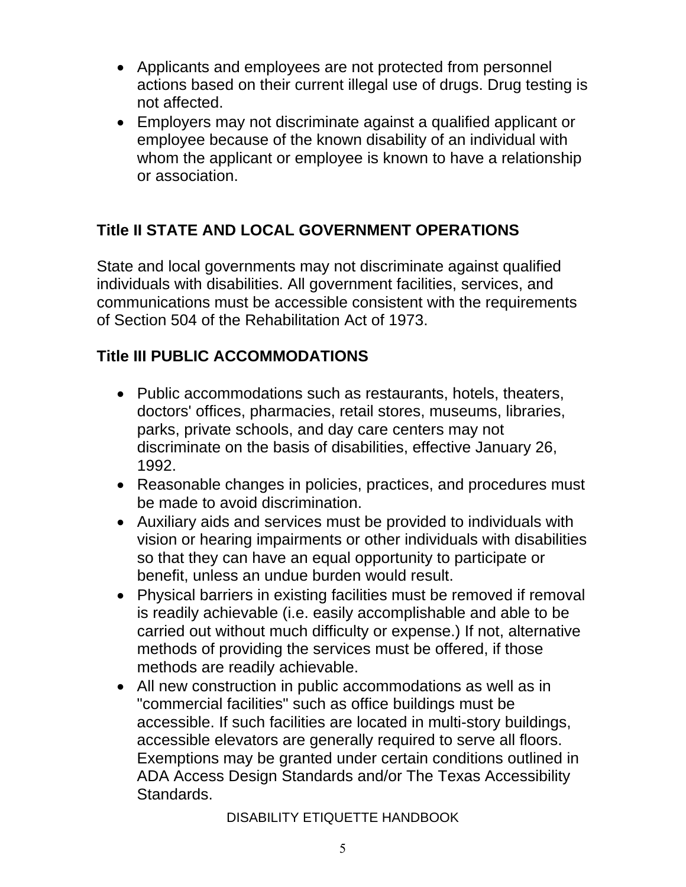- Applicants and employees are not protected from personnel actions based on their current illegal use of drugs. Drug testing is not affected.
- Employers may not discriminate against a qualified applicant or employee because of the known disability of an individual with whom the applicant or employee is known to have a relationship or association.

## Title II STATE AND LOCAL GOVERNMENT OPERATIONS

State and local governments may not discriminate against qualified individuals with disabilities. All government facilities, services, and communications must be accessible consistent with the requirements of Section 504 of the Rehabilitation Act of 1973.

## Title III PUBLIC ACCOMMODATIONS

- Public accommodations such as restaurants, hotels, theaters, doctors' offices, pharmacies, retail stores, museums, libraries, parks, private schools, and day care centers may not discriminate on the basis of disabilities, effective January 26, 1992.
- Reasonable changes in policies, practices, and procedures must be made to avoid discrimination.
- Auxiliary aids and services must be provided to individuals with vision or hearing impairments or other individuals with disabilities so that they can have an equal opportunity to participate or benefit, unless an undue burden would result.
- Physical barriers in existing facilities must be removed if removal is readily achievable (i.e. easily accomplishable and able to be carried out without much difficulty or expense.) If not, alternative methods of providing the services must be offered, if those methods are readily achievable.
- All new construction in public accommodations as well as in "commercial facilities" such as office buildings must be accessible. If such facilities are located in multi-story buildings, accessible elevators are generally required to serve all floors. Exemptions may be granted under certain conditions outlined in ADA Access Design Standards and/or The Texas Accessibility Standards.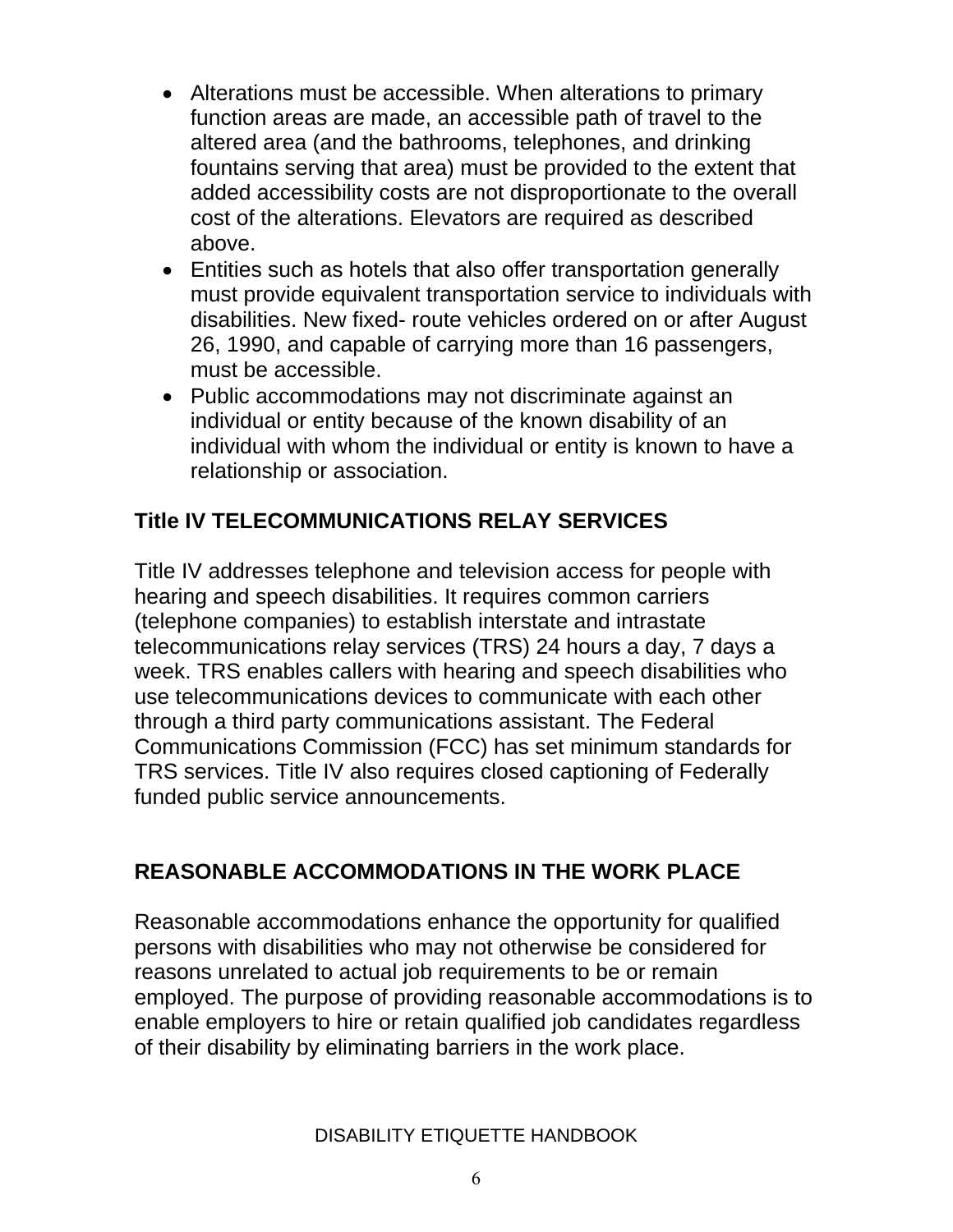- Alterations must be accessible. When alterations to primary function areas are made, an accessible path of travel to the altered area (and the bathrooms, telephones, and drinking fountains serving that area) must be provided to the extent that added accessibility costs are not disproportionate to the overall cost of the alterations. Elevators are required as described above.
- Entities such as hotels that also offer transportation generally must provide equivalent transportation service to individuals with disabilities. New fixed- route vehicles ordered on or after August 26, 1990, and capable of carrying more than 16 passengers, must be accessible.
- Public accommodations may not discriminate against an individual or entity because of the known disability of an individual with whom the individual or entity is known to have a relationship or association.

## Title IV TELECOMMUNICATIONS RELAY SERVICES

Title IV addresses telephone and television access for people with hearing and speech disabilities. It requires common carriers (telephone companies) to establish interstate and intrastate telecommunications relay services (TRS) 24 hours a day, 7 days a week. TRS enables callers with hearing and speech disabilities who use telecommunications devices to communicate with each other through a third party communications assistant. The Federal Communications Commission (FCC) has set minimum standards for TRS services. Title IV also requires closed captioning of Federally funded public service announcements.

## REASONABLE ACCOMMODATIONS IN THE WORK PLACE

Reasonable accommodations enhance the opportunity for qualified persons with disabilities who may not otherwise be considered for reasons unrelated to actual job requirements to be or remain employed. The purpose of providing reasonable accommodations is to enable employers to hire or retain qualified job candidates regardless of their disability by eliminating barriers in the work place.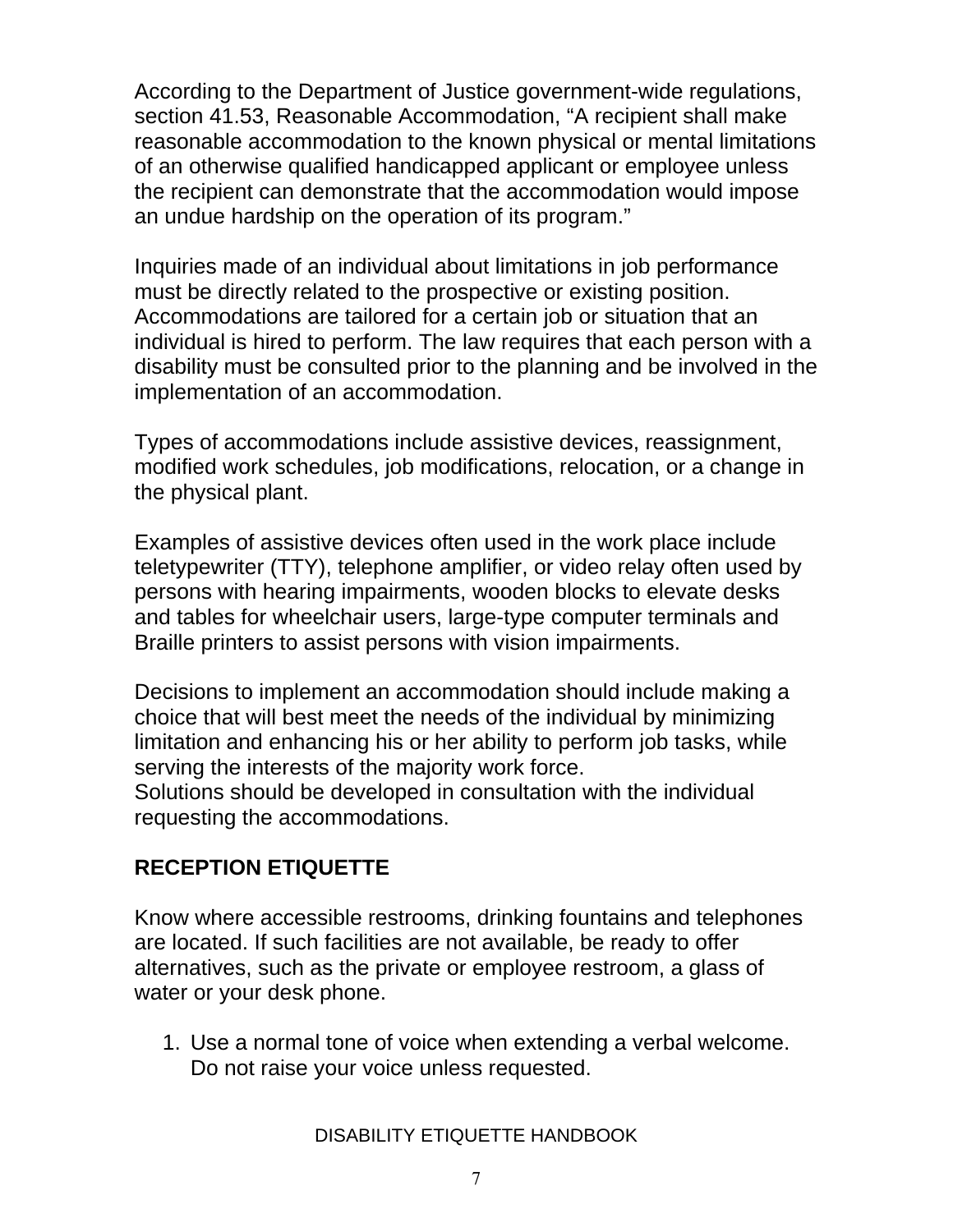According to the Department of Justice government-wide regulations, section 41.53, Reasonable Accommodation, “A recipient shall make reasonable accommodation to the known physical or mental limitations of an otherwise qualified handicapped applicant or employee unless the recipient can demonstrate that the accommodation would impose an undue hardship on the operation of its program.”

Inquiries made of an individual about limitations in job performance must be directly related to the prospective or existing position. Accommodations are tailored for a certain job or situation that an individual is hired to perform. The law requires that each person with a disability must be consulted prior to the planning and be involved in the implementation of an accommodation.

Types of accommodations include assistive devices, reassignment, modified work schedules, job modifications, relocation, or a change in the physical plant.

Examples of assistive devices often used in the work place include teletypewriter (TTY), telephone amplifier, or video relay often used by persons with hearing impairments, wooden blocks to elevate desks and tables for wheelchair users, large-type computer terminals and Braille printers to assist persons with vision impairments.

Decisions to implement an accommodation should include making a choice that will best meet the needs of the individual by minimizing limitation and enhancing his or her ability to perform job tasks, while serving the interests of the majority work force.
Solutions should be developed in consultation with the individual requesting the accommodations.

## RECEPTION ETIQUETTE

Know where accessible restrooms, drinking fountains and telephones are located. If such facilities are not available, be ready to offer alternatives, such as the private or employee restroom, a glass of water or your desk phone.

1. Use a normal tone of voice when extending a verbal welcome. Do not raise your voice unless requested.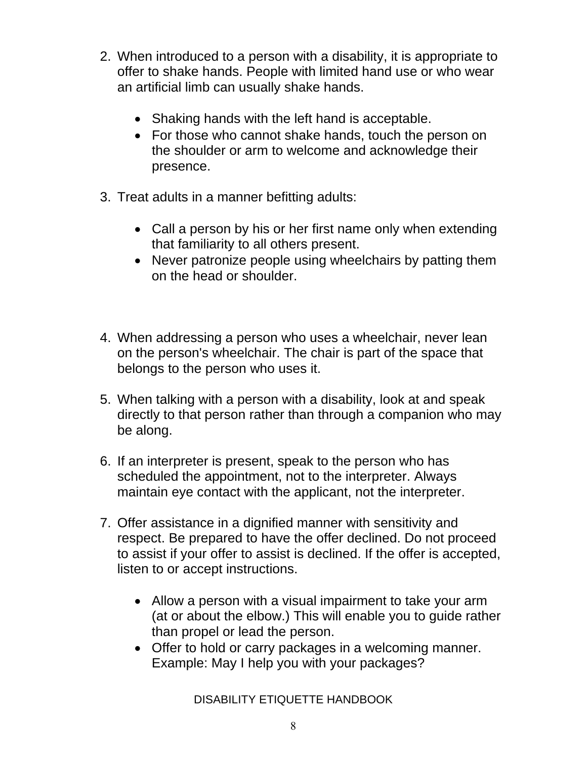2. When introduced to a person with a disability, it is appropriate to offer to shake hands. People with limited hand use or who wear an artificial limb can usually shake hands.

    - Shaking hands with the left hand is acceptable.
    - For those who cannot shake hands, touch the person on the shoulder or arm to welcome and acknowledge their presence.

3. Treat adults in a manner befitting adults:

    - Call a person by his or her first name only when extending that familiarity to all others present.
    - Never patronize people using wheelchairs by patting them on the head or shoulder.

4. When addressing a person who uses a wheelchair, never lean on the person's wheelchair. The chair is part of the space that belongs to the person who uses it.

5. When talking with a person with a disability, look at and speak directly to that person rather than through a companion who may be along.

6. If an interpreter is present, speak to the person who has scheduled the appointment, not to the interpreter. Always maintain eye contact with the applicant, not the interpreter.

7. Offer assistance in a dignified manner with sensitivity and respect. Be prepared to have the offer declined. Do not proceed to assist if your offer to assist is declined. If the offer is accepted, listen to or accept instructions.

    - Allow a person with a visual impairment to take your arm (at or about the elbow.) This will enable you to guide rather than propel or lead the person.
    - Offer to hold or carry packages in a welcoming manner. Example: May I help you with your packages?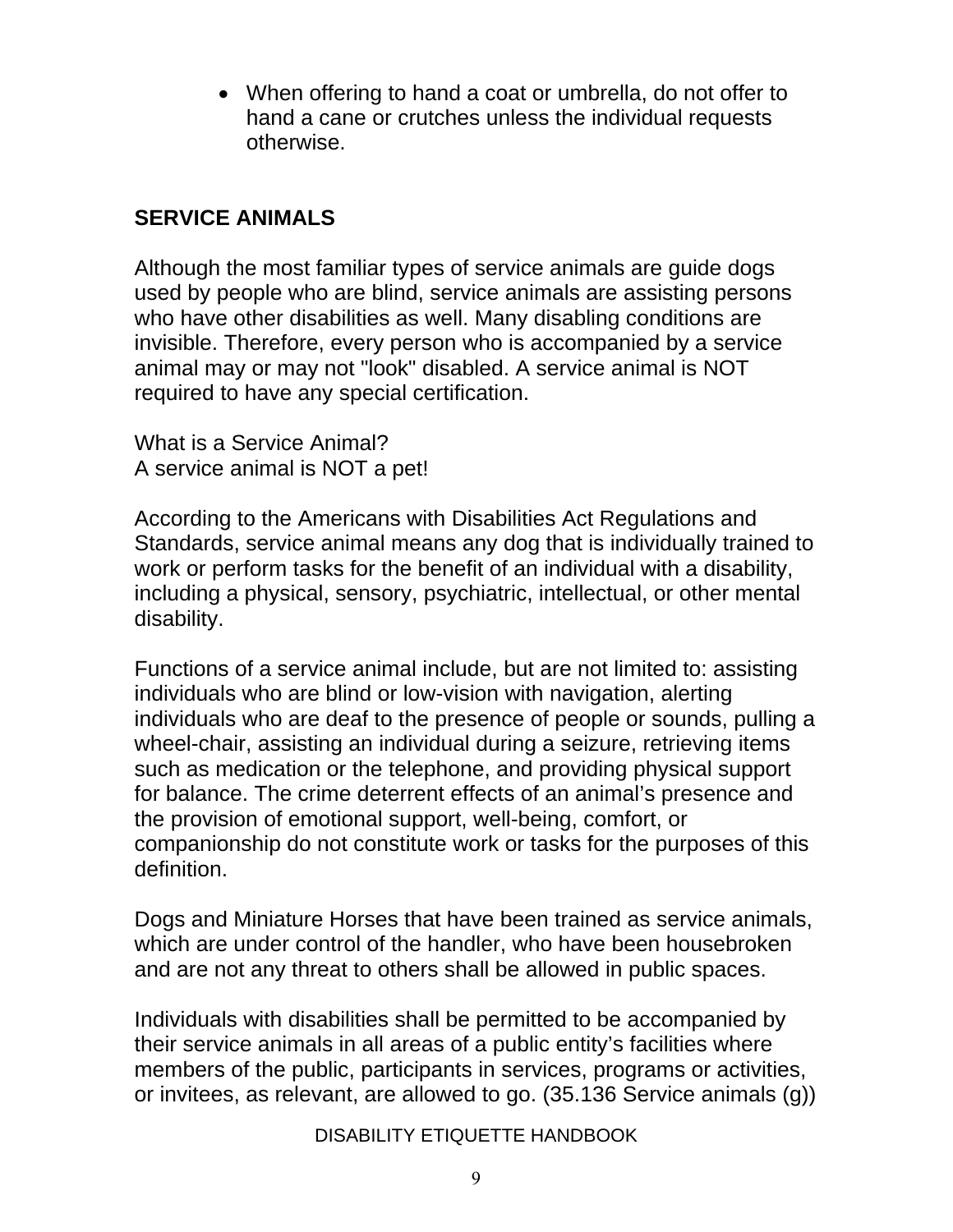- When offering to hand a coat or umbrella, do not offer to hand a cane or crutches unless the individual requests otherwise.

## SERVICE ANIMALS

Although the most familiar types of service animals are guide dogs used by people who are blind, service animals are assisting persons who have other disabilities as well. Many disabling conditions are invisible. Therefore, every person who is accompanied by a service animal may or may not "look" disabled. A service animal is NOT required to have any special certification.

What is a Service Animal?
A service animal is NOT a pet!

According to the Americans with Disabilities Act Regulations and Standards, service animal means any dog that is individually trained to work or perform tasks for the benefit of an individual with a disability, including a physical, sensory, psychiatric, intellectual, or other mental disability.

Functions of a service animal include, but are not limited to: assisting individuals who are blind or low-vision with navigation, alerting individuals who are deaf to the presence of people or sounds, pulling a wheel-chair, assisting an individual during a seizure, retrieving items such as medication or the telephone, and providing physical support for balance. The crime deterrent effects of an animal's presence and the provision of emotional support, well-being, comfort, or companionship do not constitute work or tasks for the purposes of this definition.

Dogs and Miniature Horses that have been trained as service animals, which are under control of the handler, who have been housebroken and are not any threat to others shall be allowed in public spaces.

Individuals with disabilities shall be permitted to be accompanied by their service animals in all areas of a public entity's facilities where members of the public, participants in services, programs or activities, or invitees, as relevant, are allowed to go. (35.136 Service animals (g))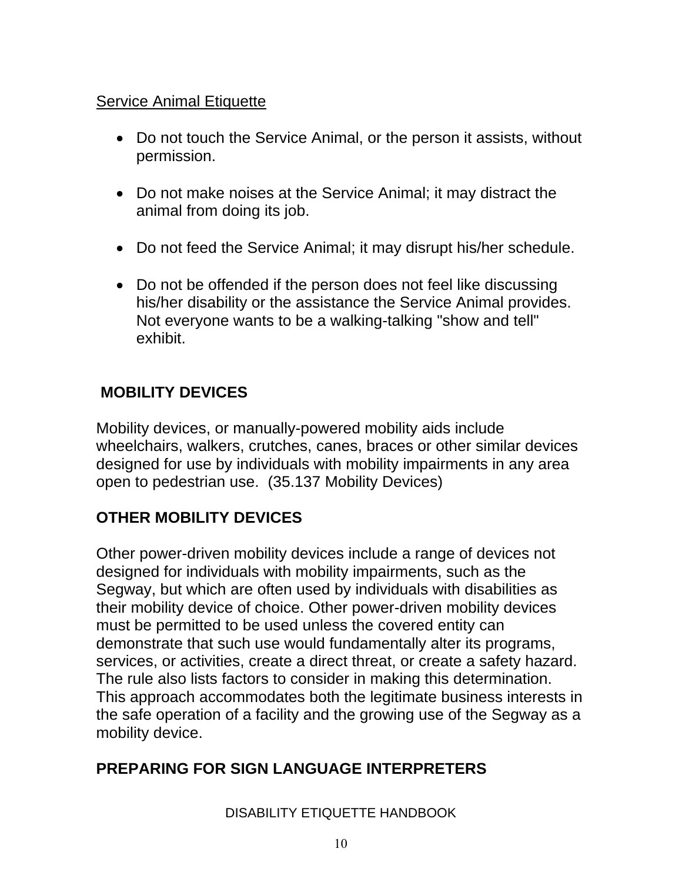Service Animal Etiquette

- Do not touch the Service Animal, or the person it assists, without permission.
- Do not make noises at the Service Animal; it may distract the animal from doing its job.
- Do not feed the Service Animal; it may disrupt his/her schedule.
- Do not be offended if the person does not feel like discussing his/her disability or the assistance the Service Animal provides. Not everyone wants to be a walking-talking "show and tell" exhibit.

## MOBILITY DEVICES

Mobility devices, or manually-powered mobility aids include wheelchairs, walkers, crutches, canes, braces or other similar devices designed for use by individuals with mobility impairments in any area open to pedestrian use. (35.137 Mobility Devices)

## OTHER MOBILITY DEVICES

Other power-driven mobility devices include a range of devices not designed for individuals with mobility impairments, such as the Segway, but which are often used by individuals with disabilities as their mobility device of choice. Other power-driven mobility devices must be permitted to be used unless the covered entity can demonstrate that such use would fundamentally alter its programs, services, or activities, create a direct threat, or create a safety hazard. The rule also lists factors to consider in making this determination. This approach accommodates both the legitimate business interests in the safe operation of a facility and the growing use of the Segway as a mobility device.

## PREPARING FOR SIGN LANGUAGE INTERPRETERS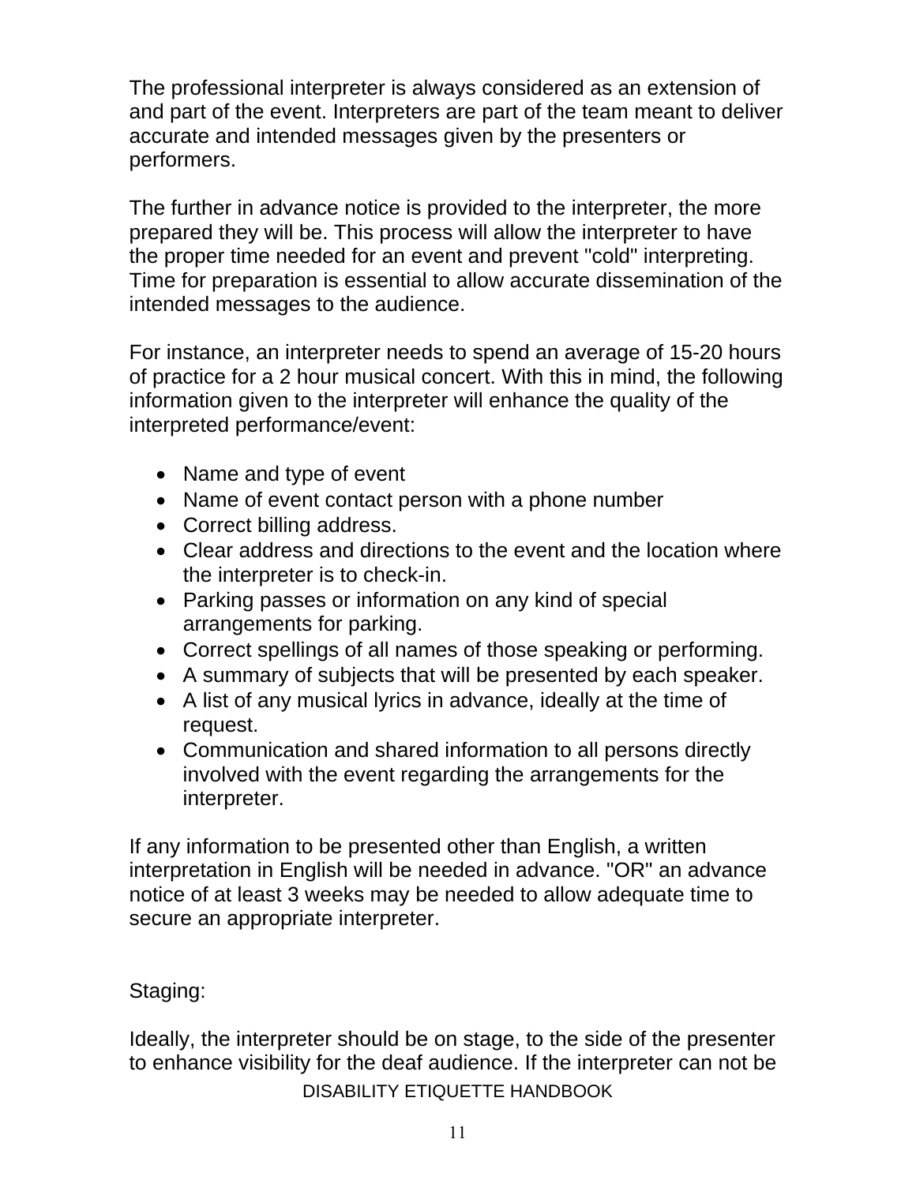The professional interpreter is always considered as an extension of and part of the event. Interpreters are part of the team meant to deliver accurate and intended messages given by the presenters or performers.

The further in advance notice is provided to the interpreter, the more prepared they will be. This process will allow the interpreter to have the proper time needed for an event and prevent "cold" interpreting. Time for preparation is essential to allow accurate dissemination of the intended messages to the audience.

For instance, an interpreter needs to spend an average of 15-20 hours of practice for a 2 hour musical concert. With this in mind, the following information given to the interpreter will enhance the quality of the interpreted performance/event:

- Name and type of event
- Name of event contact person with a phone number
- Correct billing address.
- Clear address and directions to the event and the location where the interpreter is to check-in.
- Parking passes or information on any kind of special arrangements for parking.
- Correct spellings of all names of those speaking or performing.
- A summary of subjects that will be presented by each speaker.
- A list of any musical lyrics in advance, ideally at the time of request.
- Communication and shared information to all persons directly involved with the event regarding the arrangements for the interpreter.

If any information to be presented other than English, a written interpretation in English will be needed in advance. "OR" an advance notice of at least 3 weeks may be needed to allow adequate time to secure an appropriate interpreter.

Staging:

Ideally, the interpreter should be on stage, to the side of the presenter to enhance visibility for the deaf audience. If the interpreter can not be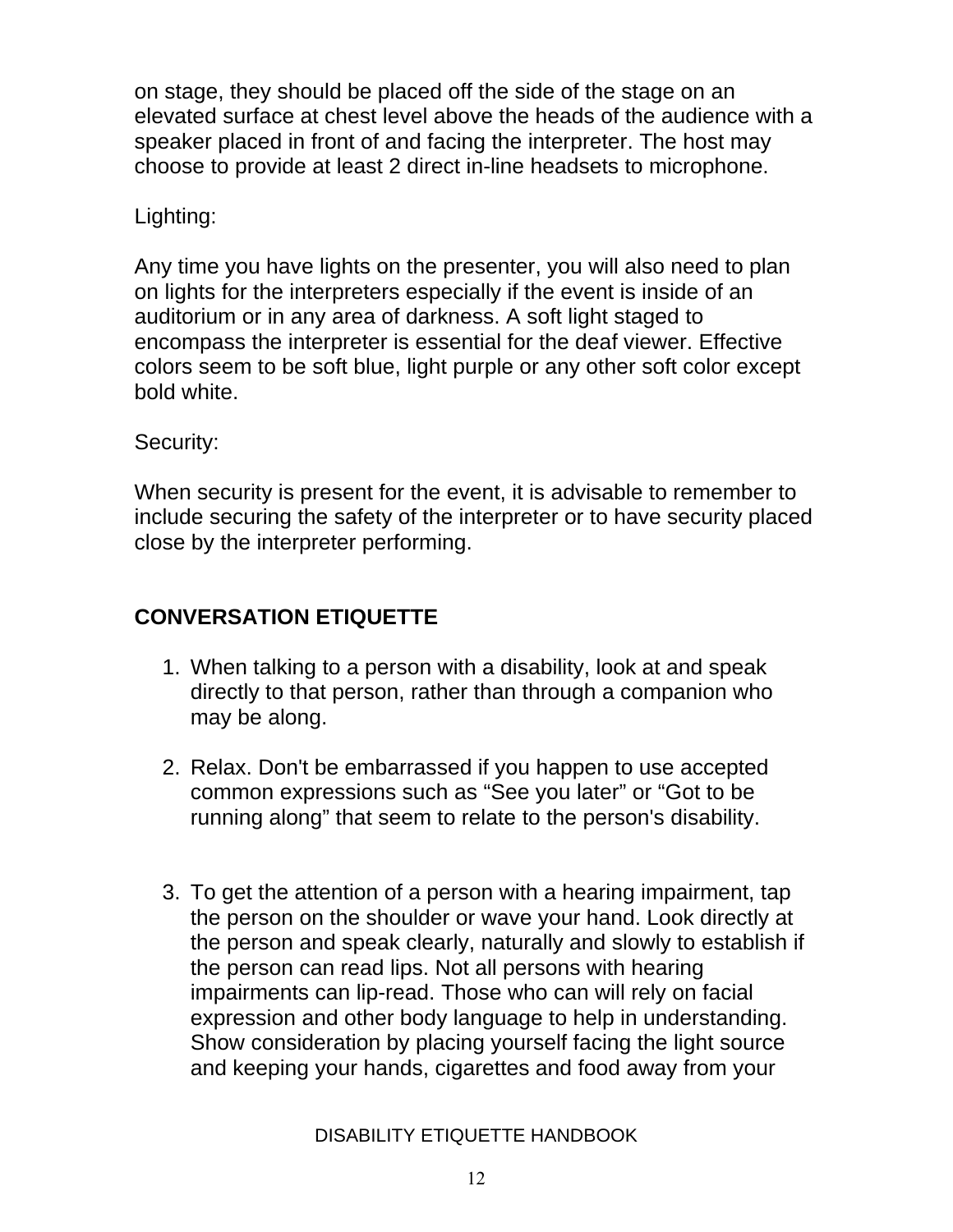on stage, they should be placed off the side of the stage on an elevated surface at chest level above the heads of the audience with a speaker placed in front of and facing the interpreter. The host may choose to provide at least 2 direct in-line headsets to microphone.

Lighting:

Any time you have lights on the presenter, you will also need to plan on lights for the interpreters especially if the event is inside of an auditorium or in any area of darkness. A soft light staged to encompass the interpreter is essential for the deaf viewer. Effective colors seem to be soft blue, light purple or any other soft color except bold white.

Security:

When security is present for the event, it is advisable to remember to include securing the safety of the interpreter or to have security placed close by the interpreter performing.

## CONVERSATION ETIQUETTE

1. When talking to a person with a disability, look at and speak directly to that person, rather than through a companion who may be along.

2. Relax. Don't be embarrassed if you happen to use accepted common expressions such as “See you later” or “Got to be running along” that seem to relate to the person's disability.

3. To get the attention of a person with a hearing impairment, tap the person on the shoulder or wave your hand. Look directly at the person and speak clearly, naturally and slowly to establish if the person can read lips. Not all persons with hearing impairments can lip-read. Those who can will rely on facial expression and other body language to help in understanding. Show consideration by placing yourself facing the light source and keeping your hands, cigarettes and food away from your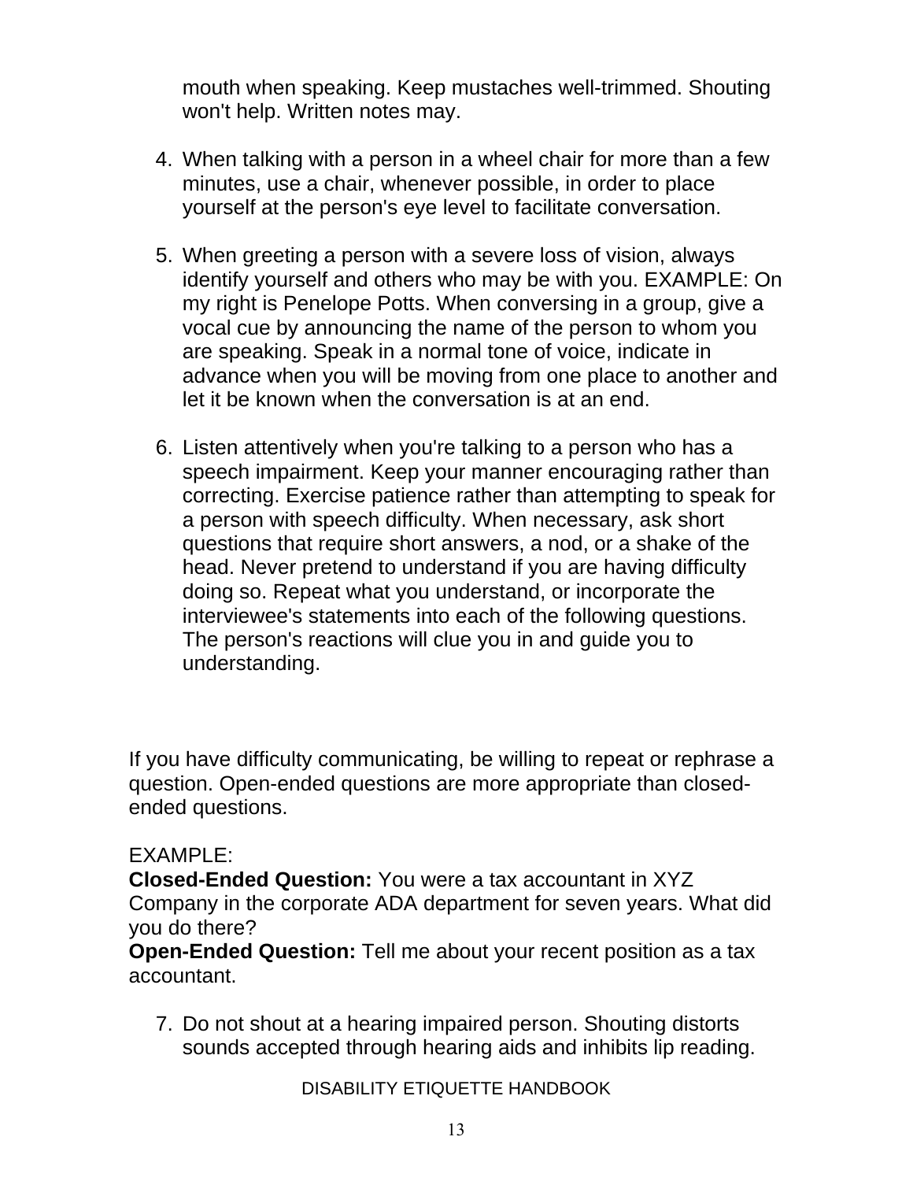mouth when speaking. Keep mustaches well-trimmed. Shouting won't help. Written notes may.

4. When talking with a person in a wheel chair for more than a few minutes, use a chair, whenever possible, in order to place yourself at the person's eye level to facilitate conversation.

5. When greeting a person with a severe loss of vision, always identify yourself and others who may be with you. EXAMPLE: On my right is Penelope Potts. When conversing in a group, give a vocal cue by announcing the name of the person to whom you are speaking. Speak in a normal tone of voice, indicate in advance when you will be moving from one place to another and let it be known when the conversation is at an end.

6. Listen attentively when you're talking to a person who has a speech impairment. Keep your manner encouraging rather than correcting. Exercise patience rather than attempting to speak for a person with speech difficulty. When necessary, ask short questions that require short answers, a nod, or a shake of the head. Never pretend to understand if you are having difficulty doing so. Repeat what you understand, or incorporate the interviewee's statements into each of the following questions. The person's reactions will clue you in and guide you to understanding.

If you have difficulty communicating, be willing to repeat or rephrase a question. Open-ended questions are more appropriate than closed-ended questions.

EXAMPLE:
**Closed-Ended Question:** You were a tax accountant in XYZ Company in the corporate ADA department for seven years. What did you do there?
**Open-Ended Question:** Tell me about your recent position as a tax accountant.

7. Do not shout at a hearing impaired person. Shouting distorts sounds accepted through hearing aids and inhibits lip reading.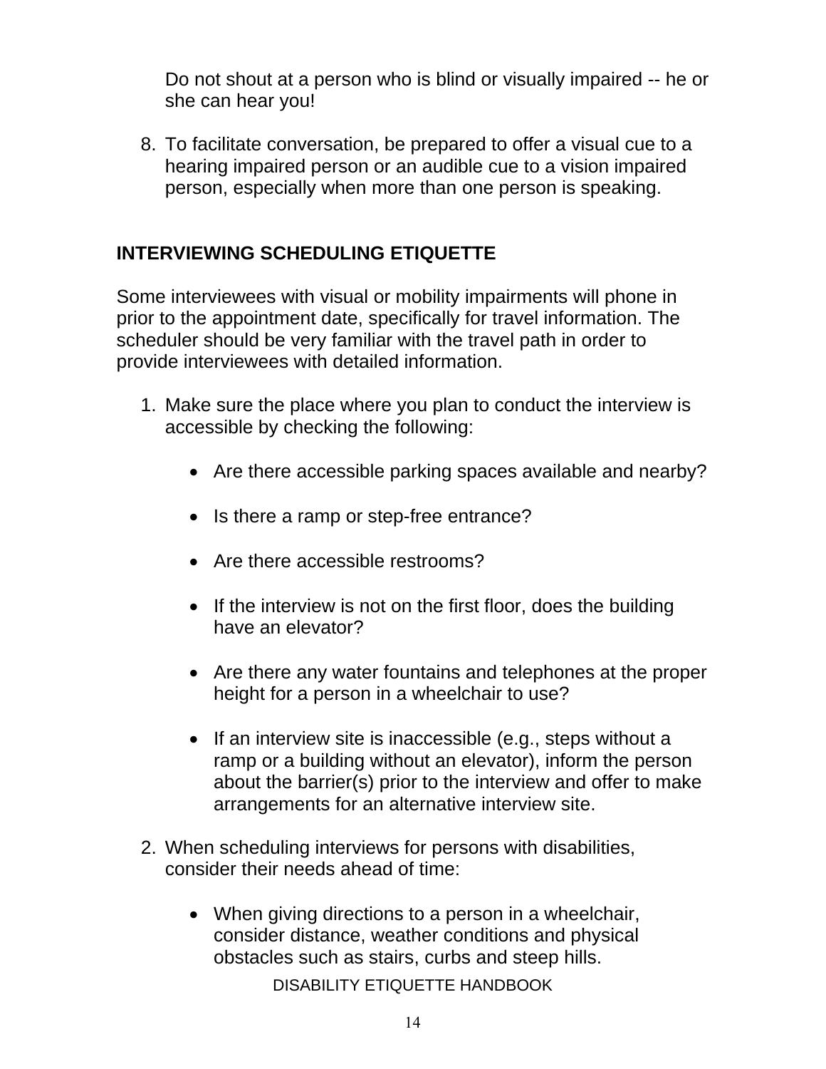Do not shout at a person who is blind or visually impaired -- he or she can hear you!

8. To facilitate conversation, be prepared to offer a visual cue to a hearing impaired person or an audible cue to a vision impaired person, especially when more than one person is speaking.

## INTERVIEWING SCHEDULING ETIQUETTE

Some interviewees with visual or mobility impairments will phone in prior to the appointment date, specifically for travel information. The scheduler should be very familiar with the travel path in order to provide interviewees with detailed information.

1. Make sure the place where you plan to conduct the interview is accessible by checking the following:

    - Are there accessible parking spaces available and nearby?

    - Is there a ramp or step-free entrance?

    - Are there accessible restrooms?

    - If the interview is not on the first floor, does the building have an elevator?

    - Are there any water fountains and telephones at the proper height for a person in a wheelchair to use?

    - If an interview site is inaccessible (e.g., steps without a ramp or a building without an elevator), inform the person about the barrier(s) prior to the interview and offer to make arrangements for an alternative interview site.

2. When scheduling interviews for persons with disabilities, consider their needs ahead of time:

    - When giving directions to a person in a wheelchair, consider distance, weather conditions and physical obstacles such as stairs, curbs and steep hills.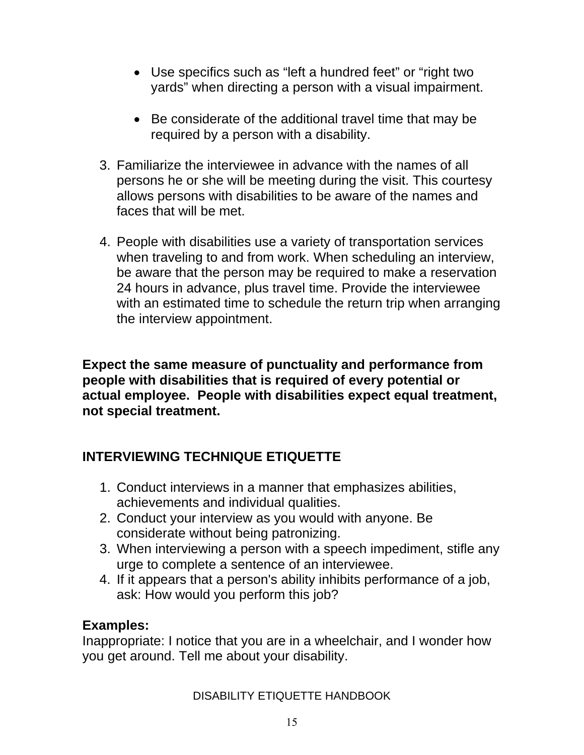- Use specifics such as “left a hundred feet” or “right two yards” when directing a person with a visual impairment.

- Be considerate of the additional travel time that may be required by a person with a disability.

3. Familiarize the interviewee in advance with the names of all persons he or she will be meeting during the visit. This courtesy allows persons with disabilities to be aware of the names and faces that will be met.

4. People with disabilities use a variety of transportation services when traveling to and from work. When scheduling an interview, be aware that the person may be required to make a reservation 24 hours in advance, plus travel time. Provide the interviewee with an estimated time to schedule the return trip when arranging the interview appointment.

**Expect the same measure of punctuality and performance from people with disabilities that is required of every potential or actual employee. People with disabilities expect equal treatment, not special treatment.**

## INTERVIEWING TECHNIQUE ETIQUETTE

1. Conduct interviews in a manner that emphasizes abilities, achievements and individual qualities.
2. Conduct your interview as you would with anyone. Be considerate without being patronizing.
3. When interviewing a person with a speech impediment, stifle any urge to complete a sentence of an interviewee.
4. If it appears that a person's ability inhibits performance of a job, ask: How would you perform this job?

**Examples:**
Inappropriate: I notice that you are in a wheelchair, and I wonder how you get around. Tell me about your disability.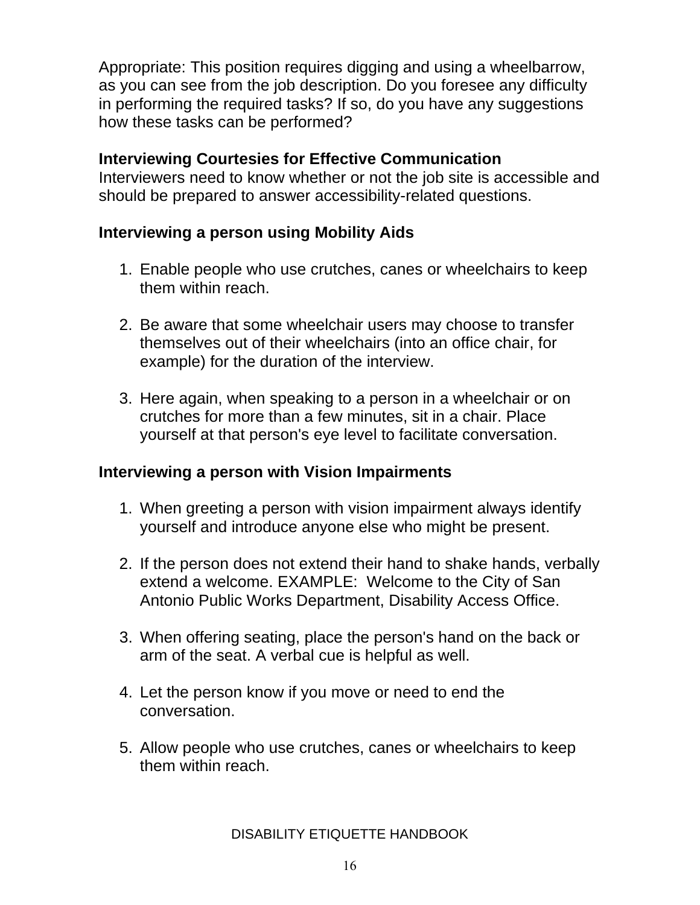Appropriate: This position requires digging and using a wheelbarrow, as you can see from the job description. Do you foresee any difficulty in performing the required tasks? If so, do you have any suggestions how these tasks can be performed?

**Interviewing Courtesies for Effective Communication**

Interviewers need to know whether or not the job site is accessible and should be prepared to answer accessibility-related questions.

**Interviewing a person using Mobility Aids**

1. Enable people who use crutches, canes or wheelchairs to keep them within reach.

2. Be aware that some wheelchair users may choose to transfer themselves out of their wheelchairs (into an office chair, for example) for the duration of the interview.

3. Here again, when speaking to a person in a wheelchair or on crutches for more than a few minutes, sit in a chair. Place yourself at that person's eye level to facilitate conversation.

**Interviewing a person with Vision Impairments**

1. When greeting a person with vision impairment always identify yourself and introduce anyone else who might be present.

2. If the person does not extend their hand to shake hands, verbally extend a welcome. EXAMPLE: Welcome to the City of San Antonio Public Works Department, Disability Access Office.

3. When offering seating, place the person's hand on the back or arm of the seat. A verbal cue is helpful as well.

4. Let the person know if you move or need to end the conversation.

5. Allow people who use crutches, canes or wheelchairs to keep them within reach.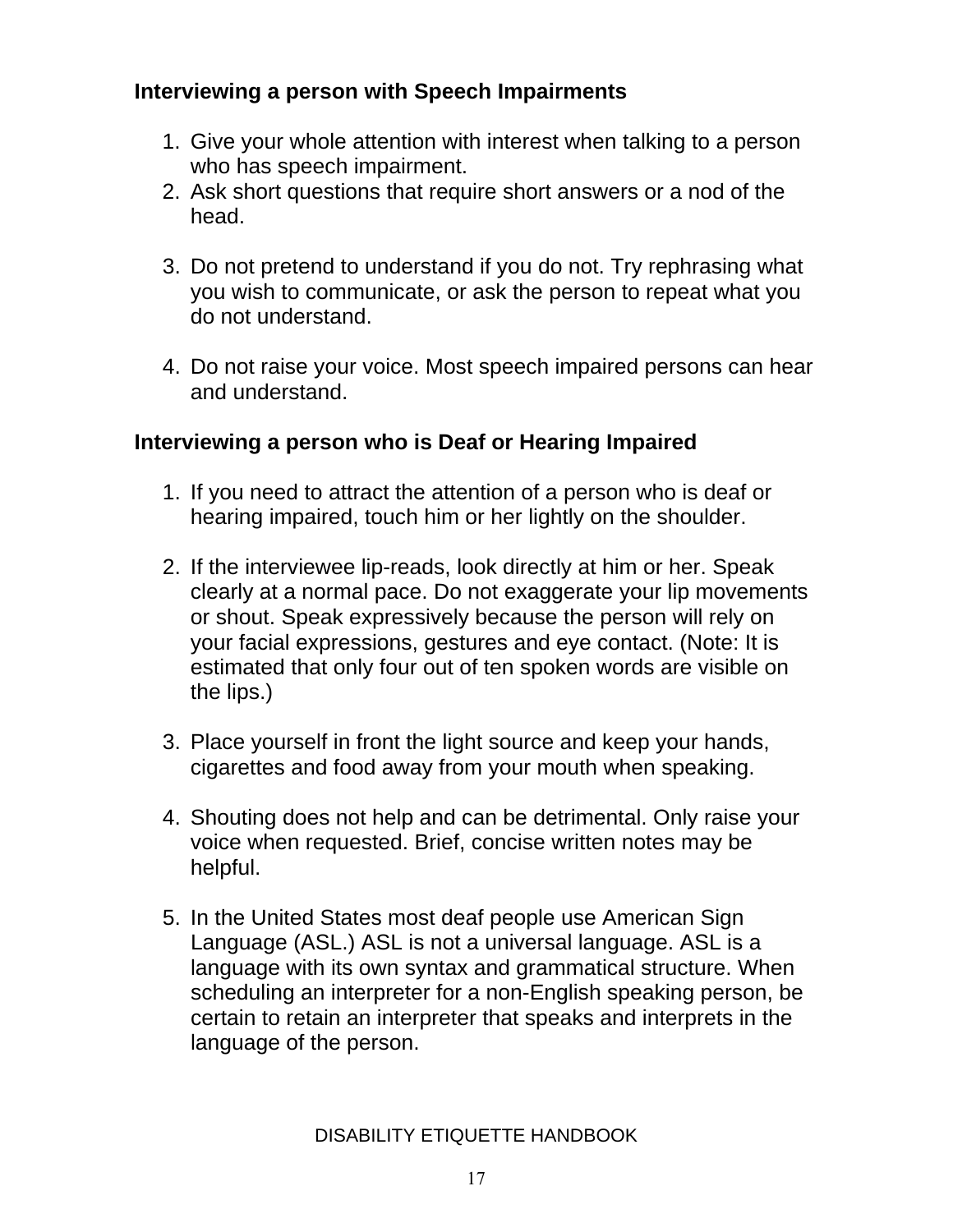**Interviewing a person with Speech Impairments**

1. Give your whole attention with interest when talking to a person who has speech impairment.
2. Ask short questions that require short answers or a nod of the head.
3. Do not pretend to understand if you do not. Try rephrasing what you wish to communicate, or ask the person to repeat what you do not understand.
4. Do not raise your voice. Most speech impaired persons can hear and understand.

**Interviewing a person who is Deaf or Hearing Impaired**

1. If you need to attract the attention of a person who is deaf or hearing impaired, touch him or her lightly on the shoulder.
2. If the interviewee lip-reads, look directly at him or her. Speak clearly at a normal pace. Do not exaggerate your lip movements or shout. Speak expressively because the person will rely on your facial expressions, gestures and eye contact. (Note: It is estimated that only four out of ten spoken words are visible on the lips.)
3. Place yourself in front the light source and keep your hands, cigarettes and food away from your mouth when speaking.
4. Shouting does not help and can be detrimental. Only raise your voice when requested. Brief, concise written notes may be helpful.
5. In the United States most deaf people use American Sign Language (ASL.) ASL is not a universal language. ASL is a language with its own syntax and grammatical structure. When scheduling an interpreter for a non-English speaking person, be certain to retain an interpreter that speaks and interprets in the language of the person.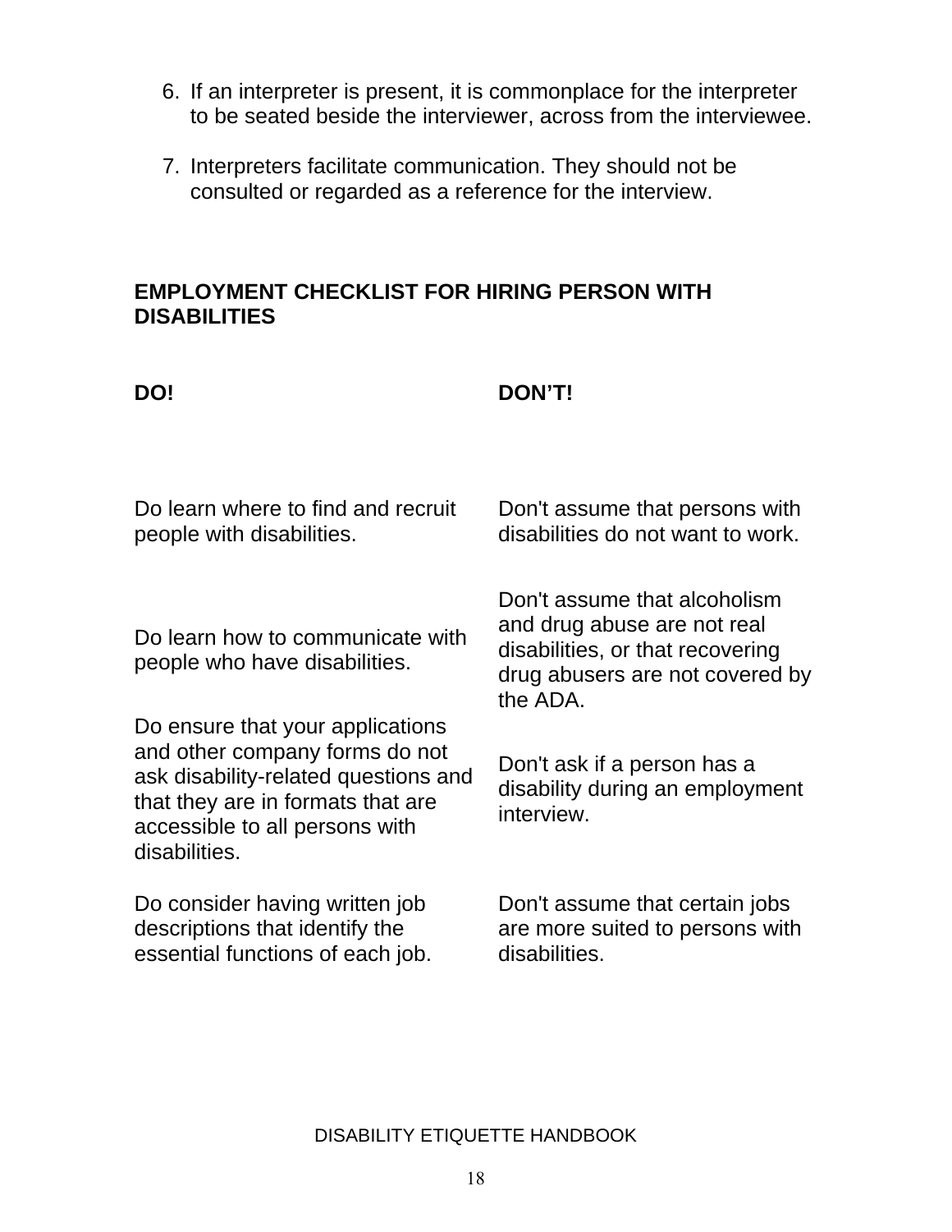6. If an interpreter is present, it is commonplace for the interpreter to be seated beside the interviewer, across from the interviewee.

7. Interpreters facilitate communication. They should not be consulted or regarded as a reference for the interview.

## EMPLOYMENT CHECKLIST FOR HIRING PERSON WITH DISABILITIES

| **DO!** | **DON'T!** |
|---|---|
| Do learn where to find and recruit people with disabilities. | Don't assume that persons with disabilities do not want to work. |
| Do learn how to communicate with people who have disabilities. | Don't assume that alcoholism and drug abuse are not real disabilities, or that recovering drug abusers are not covered by the ADA. |
| Do ensure that your applications and other company forms do not ask disability-related questions and that they are in formats that are accessible to all persons with disabilities. | Don't ask if a person has a disability during an employment interview. |
| Do consider having written job descriptions that identify the essential functions of each job. | Don't assume that certain jobs are more suited to persons with disabilities. |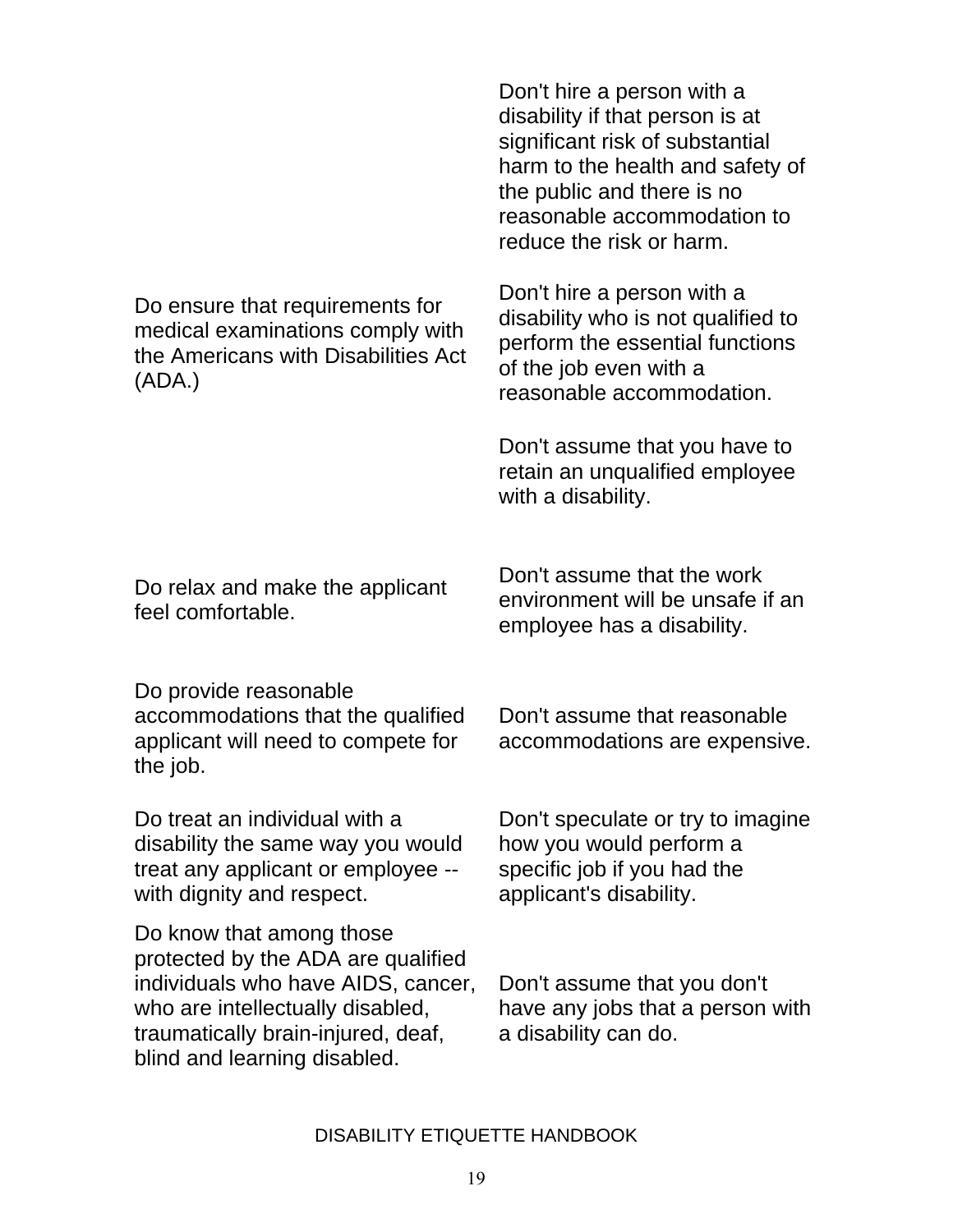| Do | Don't |
|---|---|
| | Don't hire a person with a disability if that person is at significant risk of substantial harm to the health and safety of the public and there is no reasonable accommodation to reduce the risk or harm. |
| Do ensure that requirements for medical examinations comply with the Americans with Disabilities Act (ADA.) | Don't hire a person with a disability who is not qualified to perform the essential functions of the job even with a reasonable accommodation. |
| | Don't assume that you have to retain an unqualified employee with a disability. |
| Do relax and make the applicant feel comfortable. | Don't assume that the work environment will be unsafe if an employee has a disability. |
| Do provide reasonable accommodations that the qualified applicant will need to compete for the job. | Don't assume that reasonable accommodations are expensive. |
| Do treat an individual with a disability the same way you would treat any applicant or employee -- with dignity and respect. | Don't speculate or try to imagine how you would perform a specific job if you had the applicant's disability. |
| Do know that among those protected by the ADA are qualified individuals who have AIDS, cancer, who are intellectually disabled, traumatically brain-injured, deaf, blind and learning disabled. | Don't assume that you don't have any jobs that a person with a disability can do. |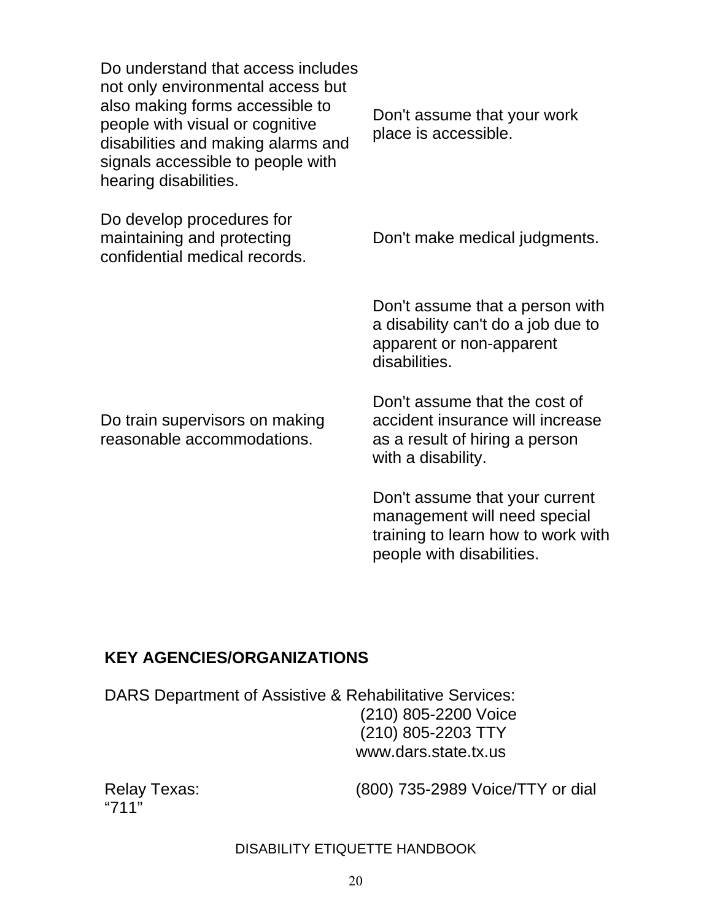| Do | Don't |
|---|---|
| Do understand that access includes not only environmental access but also making forms accessible to people with visual or cognitive disabilities and making alarms and signals accessible to people with hearing disabilities. | Don't assume that your work place is accessible. |
| Do develop procedures for maintaining and protecting confidential medical records. | Don't make medical judgments. |
| | Don't assume that a person with a disability can't do a job due to apparent or non-apparent disabilities. |
| Do train supervisors on making reasonable accommodations. | Don't assume that the cost of accident insurance will increase as a result of hiring a person with a disability. |
| | Don't assume that your current management will need special training to learn how to work with people with disabilities. |

**KEY AGENCIES/ORGANIZATIONS**

DARS Department of Assistive & Rehabilitative Services:
(210) 805-2200 Voice
(210) 805-2203 TTY
www.dars.state.tx.us

Relay Texas: (800) 735-2989 Voice/TTY or dial "711"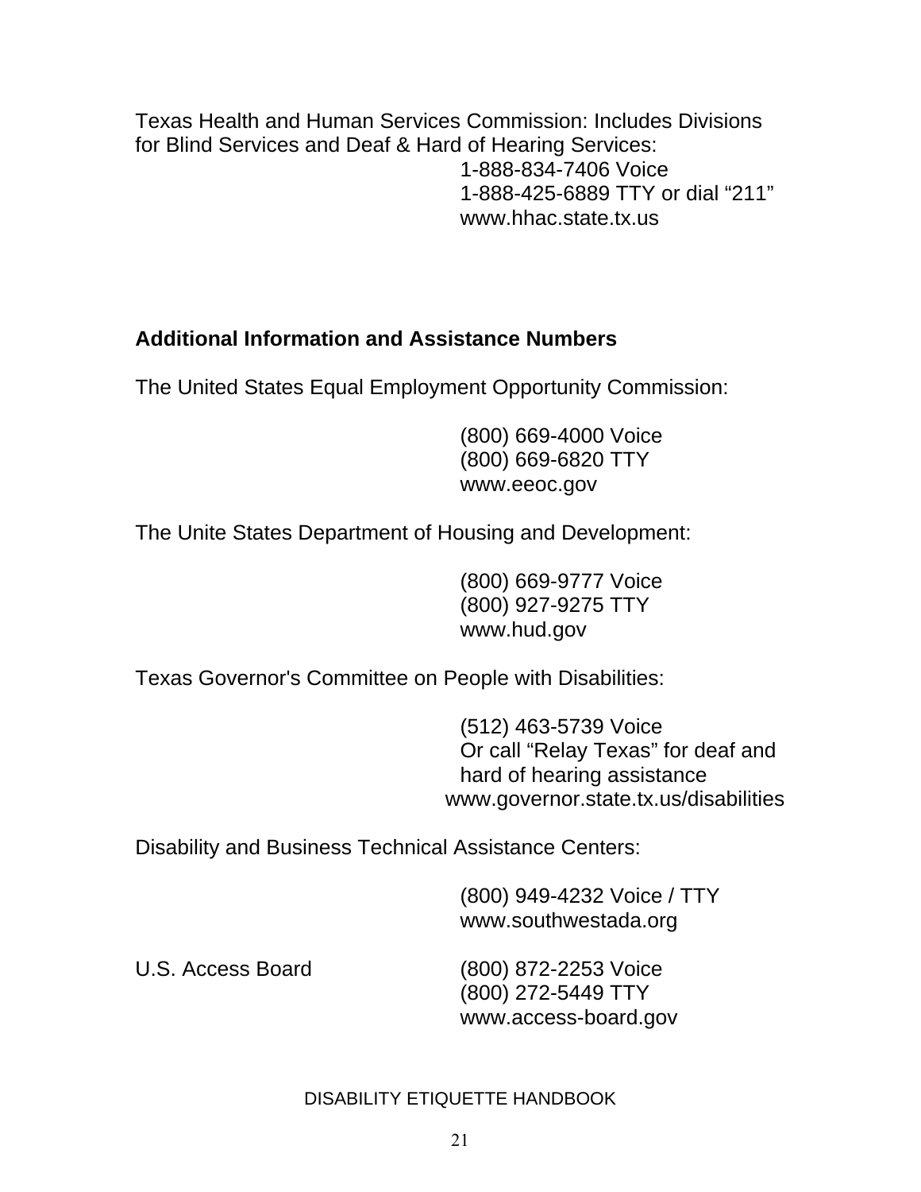Texas Health and Human Services Commission: Includes Divisions for Blind Services and Deaf & Hard of Hearing Services:

1-888-834-7406 Voice
1-888-425-6889 TTY or dial "211"
www.hhac.state.tx.us

**Additional Information and Assistance Numbers**

The United States Equal Employment Opportunity Commission:

(800) 669-4000 Voice
(800) 669-6820 TTY
www.eeoc.gov

The Unite States Department of Housing and Development:

(800) 669-9777 Voice
(800) 927-9275 TTY
www.hud.gov

Texas Governor's Committee on People with Disabilities:

(512) 463-5739 Voice
Or call "Relay Texas" for deaf and hard of hearing assistance
www.governor.state.tx.us/disabilities

Disability and Business Technical Assistance Centers:

(800) 949-4232 Voice / TTY
www.southwestada.org

U.S. Access Board

(800) 872-2253 Voice
(800) 272-5449 TTY
www.access-board.gov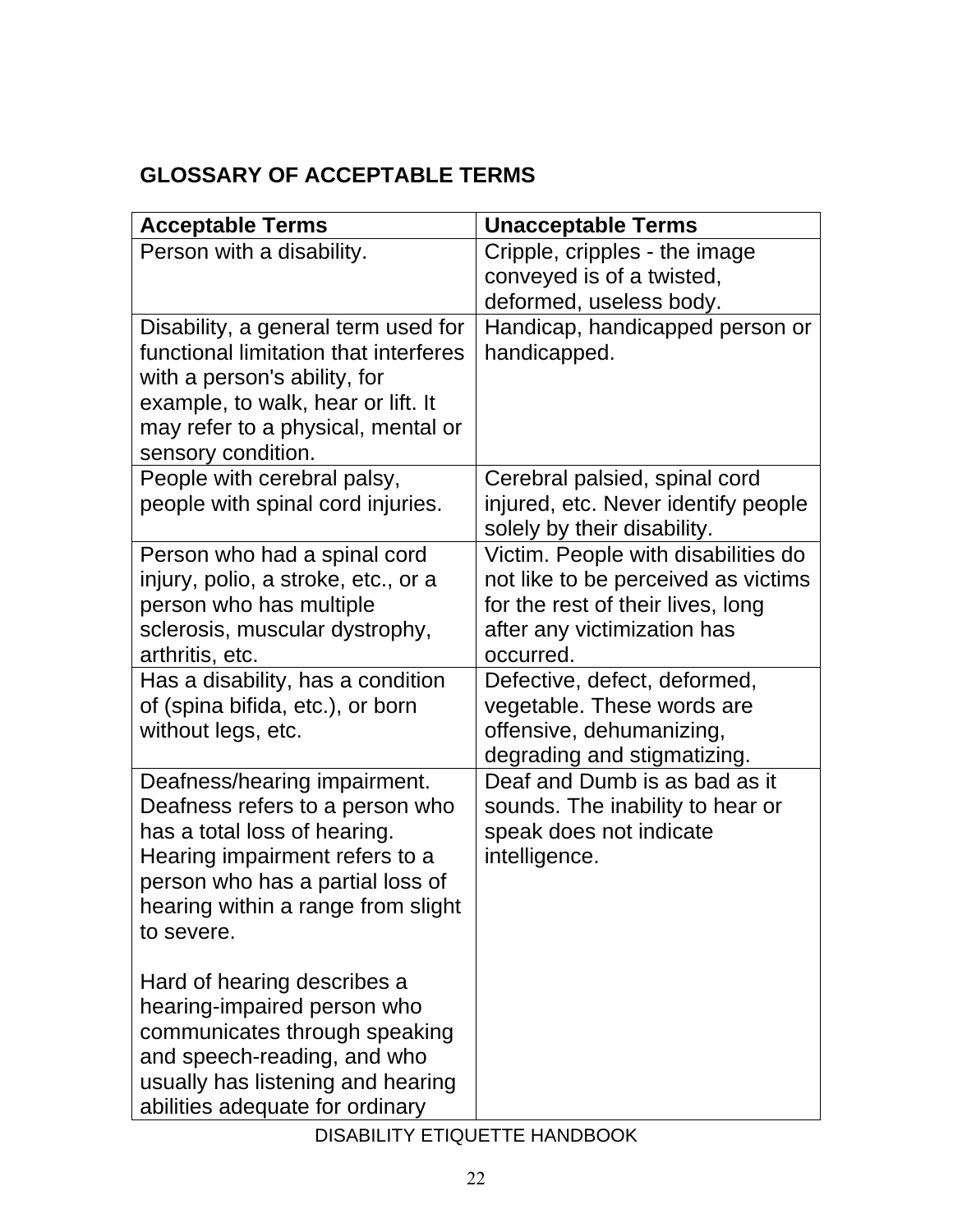## GLOSSARY OF ACCEPTABLE TERMS

| Acceptable Terms | Unacceptable Terms |
|---|---|
| Person with a disability. | Cripple, cripples - the image conveyed is of a twisted, deformed, useless body. |
| Disability, a general term used for functional limitation that interferes with a person's ability, for example, to walk, hear or lift. It may refer to a physical, mental or sensory condition. | Handicap, handicapped person or handicapped. |
| People with cerebral palsy, people with spinal cord injuries. | Cerebral palsied, spinal cord injured, etc. Never identify people solely by their disability. |
| Person who had a spinal cord injury, polio, a stroke, etc., or a person who has multiple sclerosis, muscular dystrophy, arthritis, etc. | Victim. People with disabilities do not like to be perceived as victims for the rest of their lives, long after any victimization has occurred. |
| Has a disability, has a condition of (spina bifida, etc.), or born without legs, etc. | Defective, defect, deformed, vegetable. These words are offensive, dehumanizing, degrading and stigmatizing. |
| Deafness/hearing impairment. Deafness refers to a person who has a total loss of hearing. Hearing impairment refers to a person who has a partial loss of hearing within a range from slight to severe.<br><br>Hard of hearing describes a hearing-impaired person who communicates through speaking and speech-reading, and who usually has listening and hearing abilities adequate for ordinary | Deaf and Dumb is as bad as it sounds. The inability to hear or speak does not indicate intelligence. |

DISABILITY ETIQUETTE HANDBOOK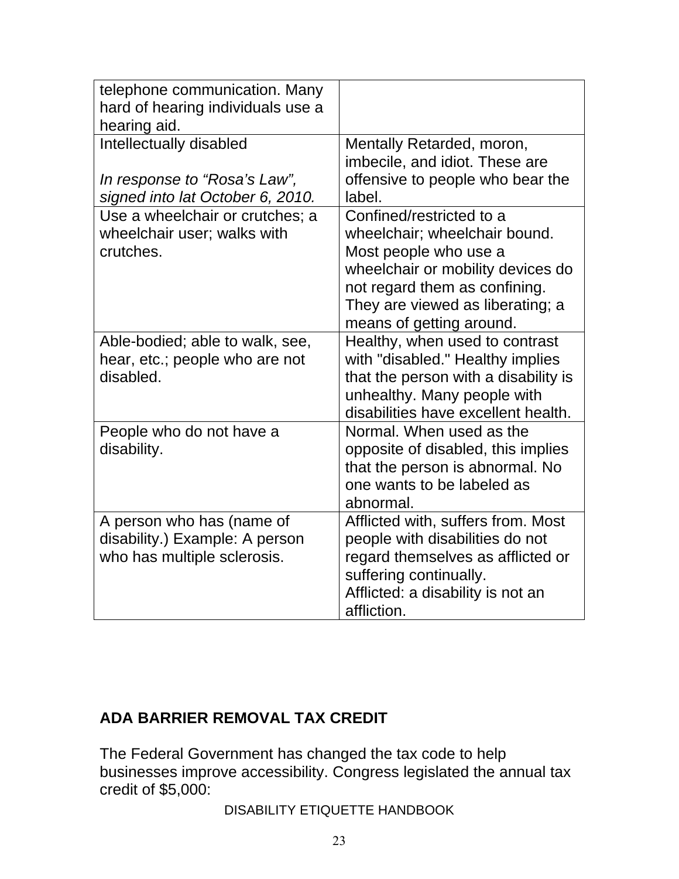| | |
|---|---|
| telephone communication. Many hard of hearing individuals use a hearing aid. | |
| Intellectually disabled<br><br>*In response to "Rosa's Law", signed into lat October 6, 2010.* | Mentally Retarded, moron, imbecile, and idiot. These are offensive to people who bear the label. |
| Use a wheelchair or crutches; a wheelchair user; walks with crutches. | Confined/restricted to a wheelchair; wheelchair bound. Most people who use a wheelchair or mobility devices do not regard them as confining. They are viewed as liberating; a means of getting around. |
| Able-bodied; able to walk, see, hear, etc.; people who are not disabled. | Healthy, when used to contrast with "disabled." Healthy implies that the person with a disability is unhealthy. Many people with disabilities have excellent health. |
| People who do not have a disability. | Normal. When used as the opposite of disabled, this implies that the person is abnormal. No one wants to be labeled as abnormal. |
| A person who has (name of disability.) Example: A person who has multiple sclerosis. | Afflicted with, suffers from. Most people with disabilities do not regard themselves as afflicted or suffering continually.<br>Afflicted: a disability is not an affliction. |

## ADA BARRIER REMOVAL TAX CREDIT

The Federal Government has changed the tax code to help businesses improve accessibility. Congress legislated the annual tax credit of $5,000: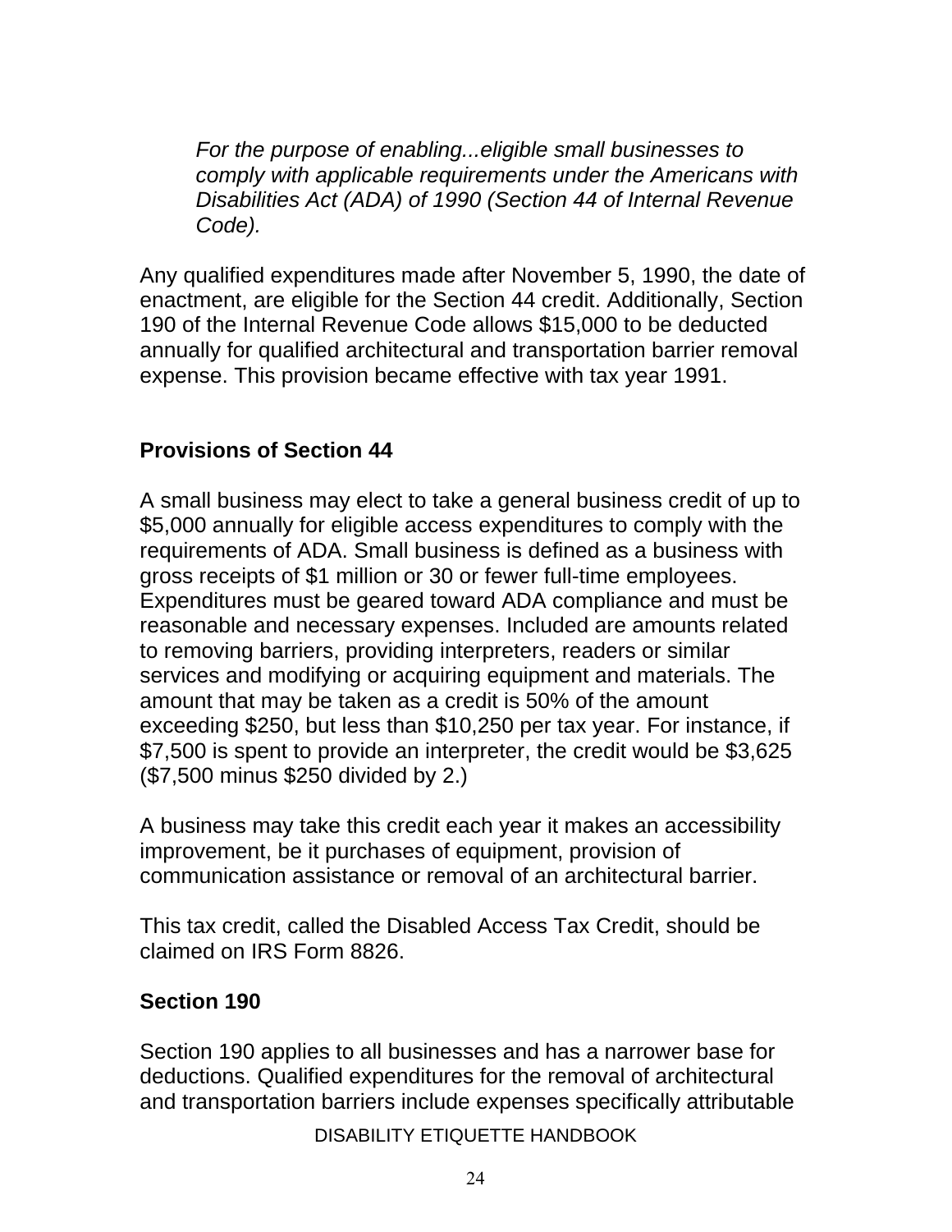*For the purpose of enabling...eligible small businesses to comply with applicable requirements under the Americans with Disabilities Act (ADA) of 1990 (Section 44 of Internal Revenue Code).*

Any qualified expenditures made after November 5, 1990, the date of enactment, are eligible for the Section 44 credit. Additionally, Section 190 of the Internal Revenue Code allows $15,000 to be deducted annually for qualified architectural and transportation barrier removal expense. This provision became effective with tax year 1991.

## Provisions of Section 44

A small business may elect to take a general business credit of up to $5,000 annually for eligible access expenditures to comply with the requirements of ADA. Small business is defined as a business with gross receipts of $1 million or 30 or fewer full-time employees. Expenditures must be geared toward ADA compliance and must be reasonable and necessary expenses. Included are amounts related to removing barriers, providing interpreters, readers or similar services and modifying or acquiring equipment and materials. The amount that may be taken as a credit is 50% of the amount exceeding $250, but less than $10,250 per tax year. For instance, if $7,500 is spent to provide an interpreter, the credit would be $3,625 ($7,500 minus $250 divided by 2.)

A business may take this credit each year it makes an accessibility improvement, be it purchases of equipment, provision of communication assistance or removal of an architectural barrier.

This tax credit, called the Disabled Access Tax Credit, should be claimed on IRS Form 8826.

## Section 190

Section 190 applies to all businesses and has a narrower base for deductions. Qualified expenditures for the removal of architectural and transportation barriers include expenses specifically attributable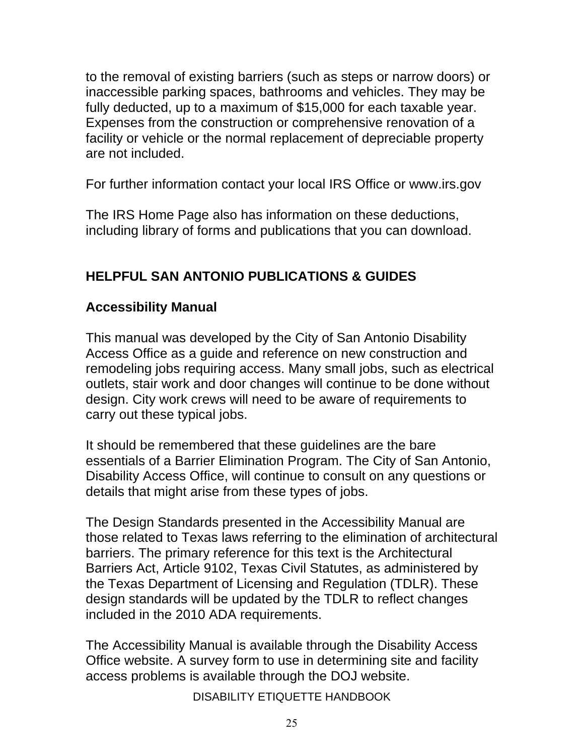to the removal of existing barriers (such as steps or narrow doors) or inaccessible parking spaces, bathrooms and vehicles. They may be fully deducted, up to a maximum of $15,000 for each taxable year. Expenses from the construction or comprehensive renovation of a facility or vehicle or the normal replacement of depreciable property are not included.

For further information contact your local IRS Office or www.irs.gov

The IRS Home Page also has information on these deductions, including library of forms and publications that you can download.

## HELPFUL SAN ANTONIO PUBLICATIONS & GUIDES

### Accessibility Manual

This manual was developed by the City of San Antonio Disability Access Office as a guide and reference on new construction and remodeling jobs requiring access. Many small jobs, such as electrical outlets, stair work and door changes will continue to be done without design. City work crews will need to be aware of requirements to carry out these typical jobs.

It should be remembered that these guidelines are the bare essentials of a Barrier Elimination Program. The City of San Antonio, Disability Access Office, will continue to consult on any questions or details that might arise from these types of jobs.

The Design Standards presented in the Accessibility Manual are those related to Texas laws referring to the elimination of architectural barriers. The primary reference for this text is the Architectural Barriers Act, Article 9102, Texas Civil Statutes, as administered by the Texas Department of Licensing and Regulation (TDLR). These design standards will be updated by the TDLR to reflect changes included in the 2010 ADA requirements.

The Accessibility Manual is available through the Disability Access Office website. A survey form to use in determining site and facility access problems is available through the DOJ website.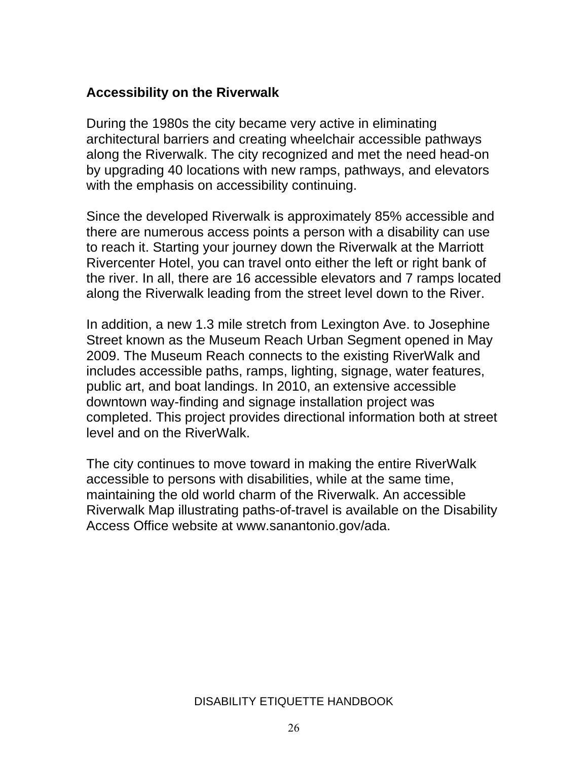## Accessibility on the Riverwalk

During the 1980s the city became very active in eliminating architectural barriers and creating wheelchair accessible pathways along the Riverwalk. The city recognized and met the need head-on by upgrading 40 locations with new ramps, pathways, and elevators with the emphasis on accessibility continuing.

Since the developed Riverwalk is approximately 85% accessible and there are numerous access points a person with a disability can use to reach it. Starting your journey down the Riverwalk at the Marriott Rivercenter Hotel, you can travel onto either the left or right bank of the river. In all, there are 16 accessible elevators and 7 ramps located along the Riverwalk leading from the street level down to the River.

In addition, a new 1.3 mile stretch from Lexington Ave. to Josephine Street known as the Museum Reach Urban Segment opened in May 2009. The Museum Reach connects to the existing RiverWalk and includes accessible paths, ramps, lighting, signage, water features, public art, and boat landings. In 2010, an extensive accessible downtown way-finding and signage installation project was completed. This project provides directional information both at street level and on the RiverWalk.

The city continues to move toward in making the entire RiverWalk accessible to persons with disabilities, while at the same time, maintaining the old world charm of the Riverwalk. An accessible Riverwalk Map illustrating paths-of-travel is available on the Disability Access Office website at www.sanantonio.gov/ada.